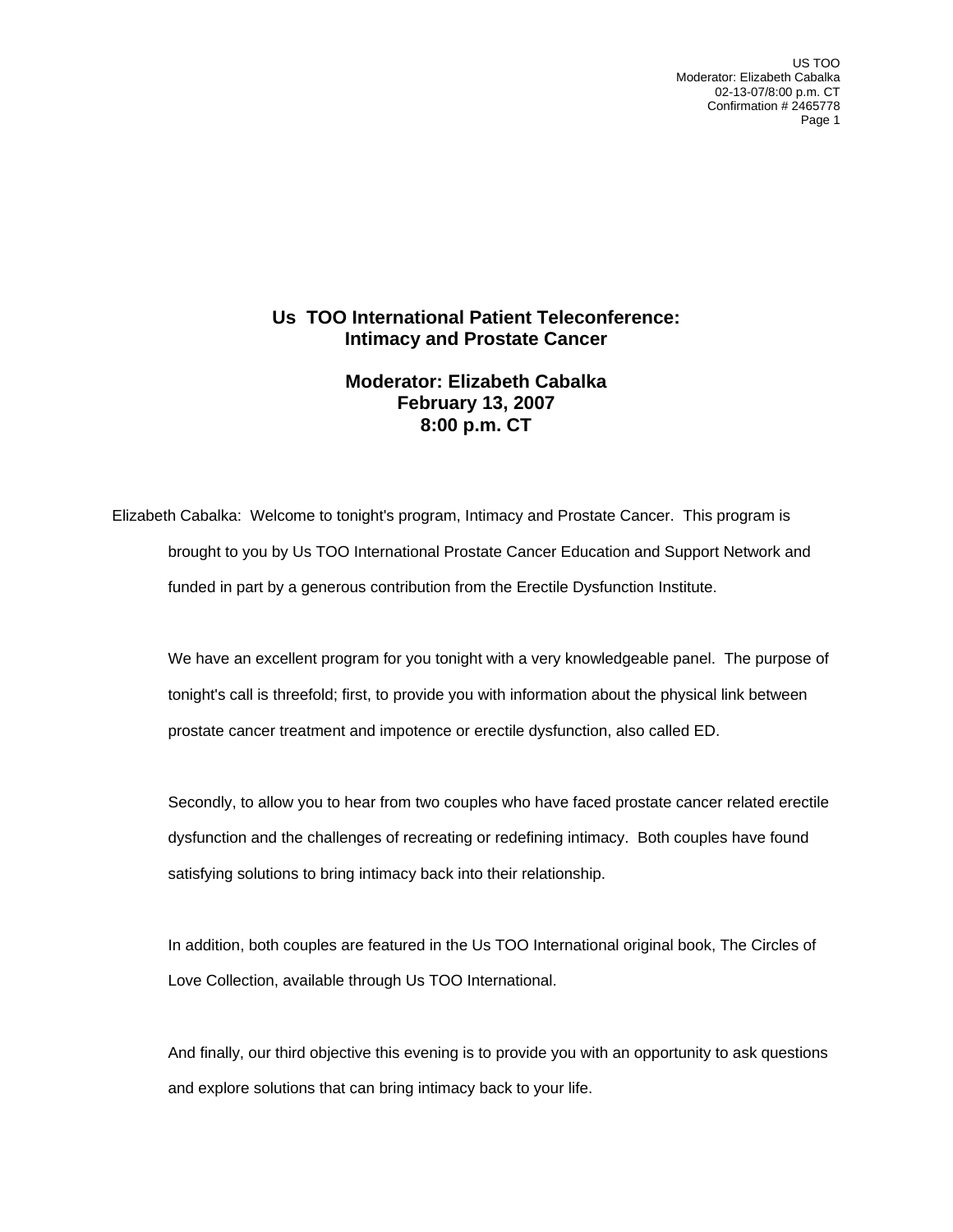# Us TOO International Patient Teleconference: Intimacy and Prostate Cancer

**Moderator: Elizabeth Cabalka**
**February 13, 2007**
**8:00 p.m. CT**

Elizabeth Cabalka: Welcome to tonight's program, Intimacy and Prostate Cancer. This program is brought to you by Us TOO International Prostate Cancer Education and Support Network and funded in part by a generous contribution from the Erectile Dysfunction Institute.

We have an excellent program for you tonight with a very knowledgeable panel. The purpose of tonight's call is threefold; first, to provide you with information about the physical link between prostate cancer treatment and impotence or erectile dysfunction, also called ED.

Secondly, to allow you to hear from two couples who have faced prostate cancer related erectile dysfunction and the challenges of recreating or redefining intimacy. Both couples have found satisfying solutions to bring intimacy back into their relationship.

In addition, both couples are featured in the Us TOO International original book, The Circles of Love Collection, available through Us TOO International.

And finally, our third objective this evening is to provide you with an opportunity to ask questions and explore solutions that can bring intimacy back to your life.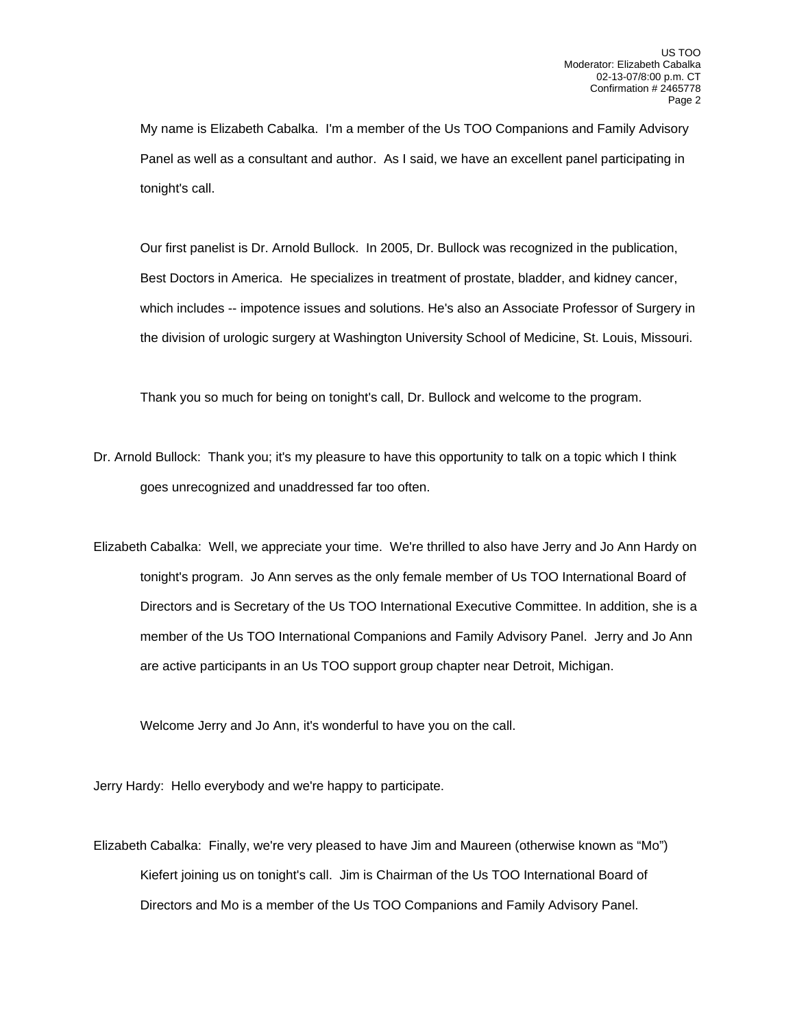My name is Elizabeth Cabalka. I'm a member of the Us TOO Companions and Family Advisory Panel as well as a consultant and author. As I said, we have an excellent panel participating in tonight's call.

Our first panelist is Dr. Arnold Bullock. In 2005, Dr. Bullock was recognized in the publication, Best Doctors in America. He specializes in treatment of prostate, bladder, and kidney cancer, which includes -- impotence issues and solutions. He's also an Associate Professor of Surgery in the division of urologic surgery at Washington University School of Medicine, St. Louis, Missouri.

Thank you so much for being on tonight's call, Dr. Bullock and welcome to the program.

Dr. Arnold Bullock: Thank you; it's my pleasure to have this opportunity to talk on a topic which I think goes unrecognized and unaddressed far too often.

Elizabeth Cabalka: Well, we appreciate your time. We're thrilled to also have Jerry and Jo Ann Hardy on tonight's program. Jo Ann serves as the only female member of Us TOO International Board of Directors and is Secretary of the Us TOO International Executive Committee. In addition, she is a member of the Us TOO International Companions and Family Advisory Panel. Jerry and Jo Ann are active participants in an Us TOO support group chapter near Detroit, Michigan.

Welcome Jerry and Jo Ann, it's wonderful to have you on the call.

Jerry Hardy: Hello everybody and we're happy to participate.

Elizabeth Cabalka: Finally, we're very pleased to have Jim and Maureen (otherwise known as "Mo") Kiefert joining us on tonight's call. Jim is Chairman of the Us TOO International Board of Directors and Mo is a member of the Us TOO Companions and Family Advisory Panel.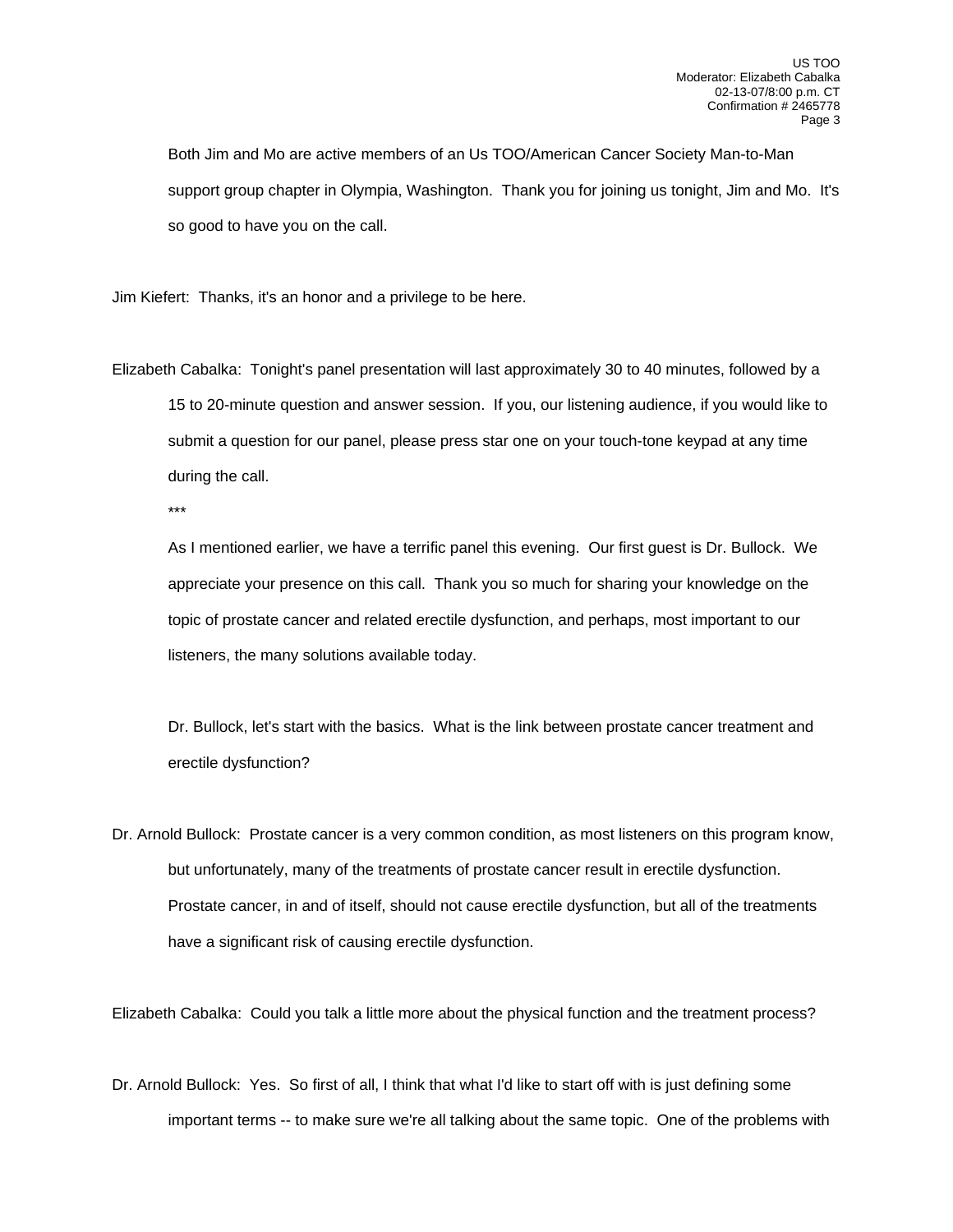Both Jim and Mo are active members of an Us TOO/American Cancer Society Man-to-Man support group chapter in Olympia, Washington. Thank you for joining us tonight, Jim and Mo. It's so good to have you on the call.

Jim Kiefert: Thanks, it's an honor and a privilege to be here.

Elizabeth Cabalka: Tonight's panel presentation will last approximately 30 to 40 minutes, followed by a 15 to 20-minute question and answer session. If you, our listening audience, if you would like to submit a question for our panel, please press star one on your touch-tone keypad at any time during the call.

***

As I mentioned earlier, we have a terrific panel this evening. Our first guest is Dr. Bullock. We appreciate your presence on this call. Thank you so much for sharing your knowledge on the topic of prostate cancer and related erectile dysfunction, and perhaps, most important to our listeners, the many solutions available today.

Dr. Bullock, let's start with the basics. What is the link between prostate cancer treatment and erectile dysfunction?

Dr. Arnold Bullock: Prostate cancer is a very common condition, as most listeners on this program know, but unfortunately, many of the treatments of prostate cancer result in erectile dysfunction. Prostate cancer, in and of itself, should not cause erectile dysfunction, but all of the treatments have a significant risk of causing erectile dysfunction.

Elizabeth Cabalka: Could you talk a little more about the physical function and the treatment process?

Dr. Arnold Bullock: Yes. So first of all, I think that what I'd like to start off with is just defining some important terms -- to make sure we're all talking about the same topic. One of the problems with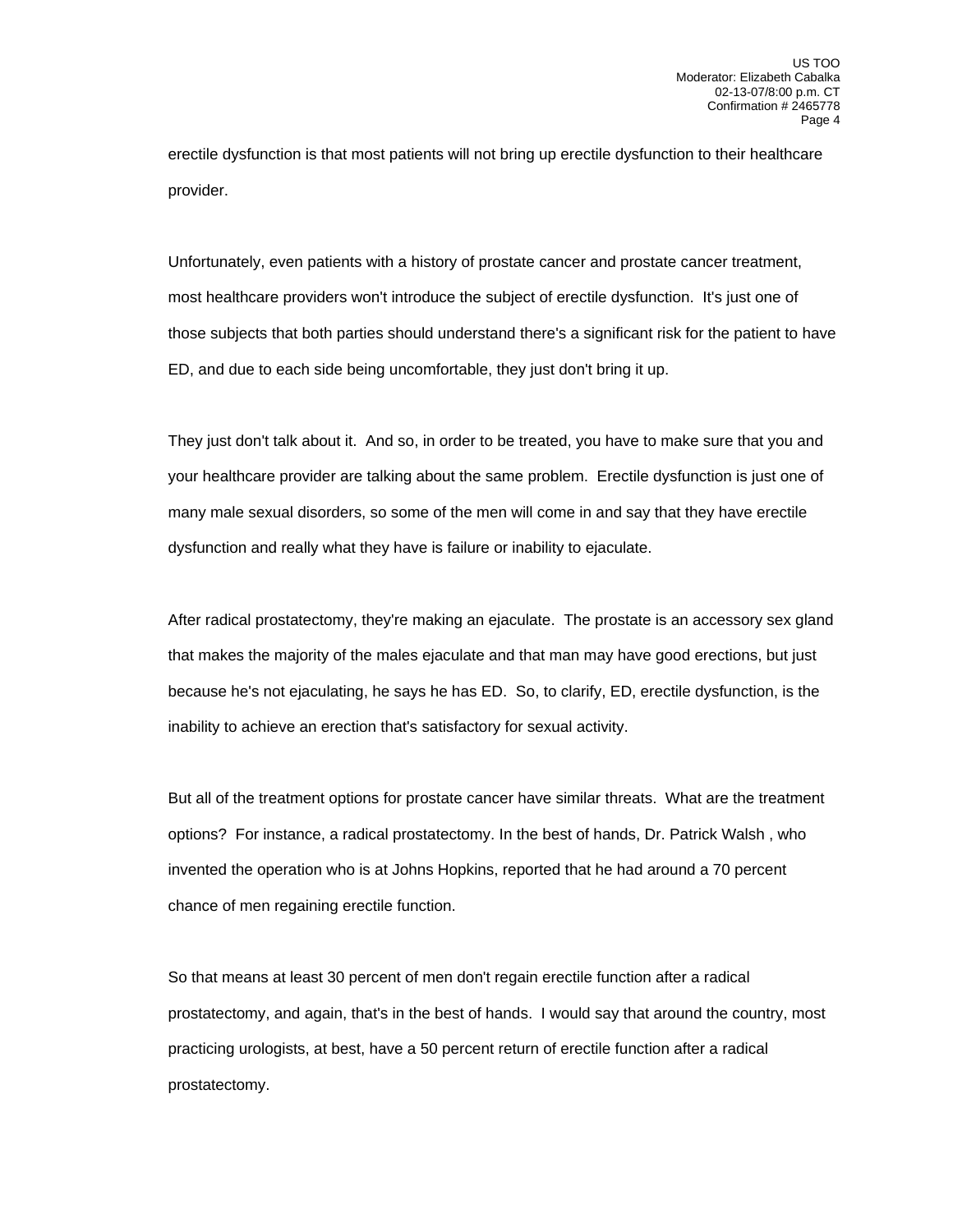erectile dysfunction is that most patients will not bring up erectile dysfunction to their healthcare provider.

Unfortunately, even patients with a history of prostate cancer and prostate cancer treatment, most healthcare providers won't introduce the subject of erectile dysfunction. It's just one of those subjects that both parties should understand there's a significant risk for the patient to have ED, and due to each side being uncomfortable, they just don't bring it up.

They just don't talk about it. And so, in order to be treated, you have to make sure that you and your healthcare provider are talking about the same problem. Erectile dysfunction is just one of many male sexual disorders, so some of the men will come in and say that they have erectile dysfunction and really what they have is failure or inability to ejaculate.

After radical prostatectomy, they're making an ejaculate. The prostate is an accessory sex gland that makes the majority of the males ejaculate and that man may have good erections, but just because he's not ejaculating, he says he has ED. So, to clarify, ED, erectile dysfunction, is the inability to achieve an erection that's satisfactory for sexual activity.

But all of the treatment options for prostate cancer have similar threats. What are the treatment options? For instance, a radical prostatectomy. In the best of hands, Dr. Patrick Walsh , who invented the operation who is at Johns Hopkins, reported that he had around a 70 percent chance of men regaining erectile function.

So that means at least 30 percent of men don't regain erectile function after a radical prostatectomy, and again, that's in the best of hands. I would say that around the country, most practicing urologists, at best, have a 50 percent return of erectile function after a radical prostatectomy.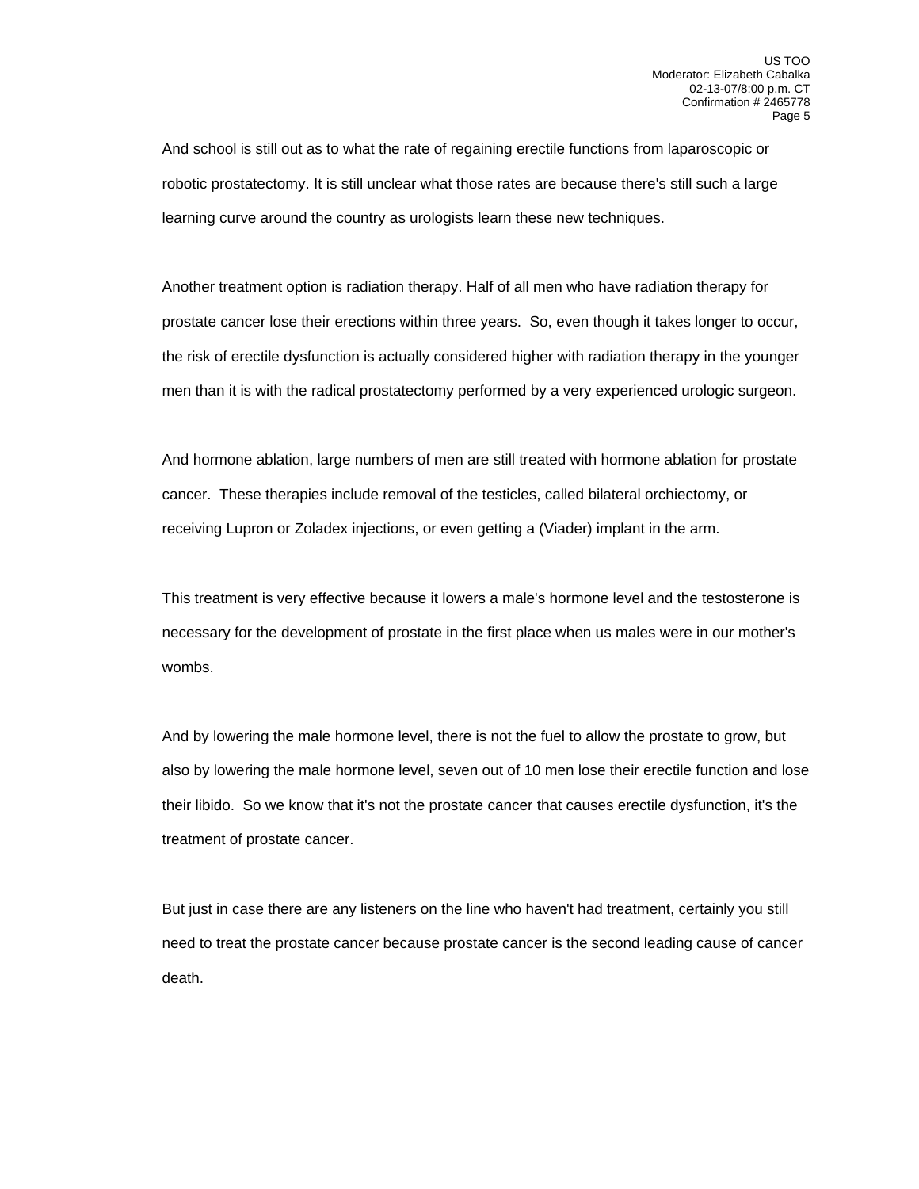And school is still out as to what the rate of regaining erectile functions from laparoscopic or robotic prostatectomy. It is still unclear what those rates are because there's still such a large learning curve around the country as urologists learn these new techniques.

Another treatment option is radiation therapy. Half of all men who have radiation therapy for prostate cancer lose their erections within three years. So, even though it takes longer to occur, the risk of erectile dysfunction is actually considered higher with radiation therapy in the younger men than it is with the radical prostatectomy performed by a very experienced urologic surgeon.

And hormone ablation, large numbers of men are still treated with hormone ablation for prostate cancer. These therapies include removal of the testicles, called bilateral orchiectomy, or receiving Lupron or Zoladex injections, or even getting a (Viader) implant in the arm.

This treatment is very effective because it lowers a male's hormone level and the testosterone is necessary for the development of prostate in the first place when us males were in our mother's wombs.

And by lowering the male hormone level, there is not the fuel to allow the prostate to grow, but also by lowering the male hormone level, seven out of 10 men lose their erectile function and lose their libido. So we know that it's not the prostate cancer that causes erectile dysfunction, it's the treatment of prostate cancer.

But just in case there are any listeners on the line who haven't had treatment, certainly you still need to treat the prostate cancer because prostate cancer is the second leading cause of cancer death.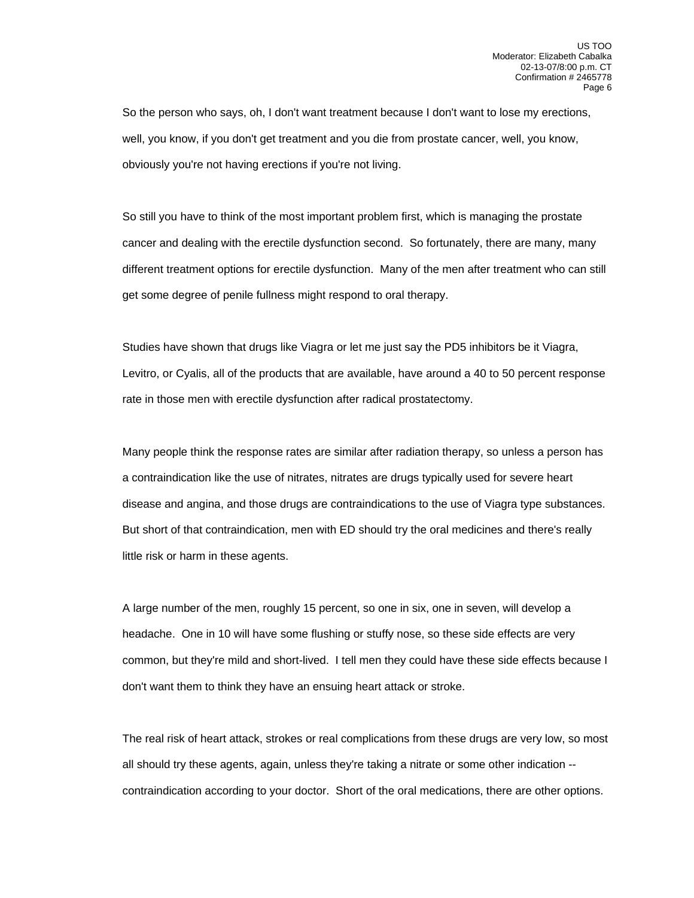So the person who says, oh, I don't want treatment because I don't want to lose my erections, well, you know, if you don't get treatment and you die from prostate cancer, well, you know, obviously you're not having erections if you're not living.

So still you have to think of the most important problem first, which is managing the prostate cancer and dealing with the erectile dysfunction second. So fortunately, there are many, many different treatment options for erectile dysfunction. Many of the men after treatment who can still get some degree of penile fullness might respond to oral therapy.

Studies have shown that drugs like Viagra or let me just say the PD5 inhibitors be it Viagra, Levitro, or Cyalis, all of the products that are available, have around a 40 to 50 percent response rate in those men with erectile dysfunction after radical prostatectomy.

Many people think the response rates are similar after radiation therapy, so unless a person has a contraindication like the use of nitrates, nitrates are drugs typically used for severe heart disease and angina, and those drugs are contraindications to the use of Viagra type substances. But short of that contraindication, men with ED should try the oral medicines and there's really little risk or harm in these agents.

A large number of the men, roughly 15 percent, so one in six, one in seven, will develop a headache. One in 10 will have some flushing or stuffy nose, so these side effects are very common, but they're mild and short-lived. I tell men they could have these side effects because I don't want them to think they have an ensuing heart attack or stroke.

The real risk of heart attack, strokes or real complications from these drugs are very low, so most all should try these agents, again, unless they're taking a nitrate or some other indication -- contraindication according to your doctor. Short of the oral medications, there are other options.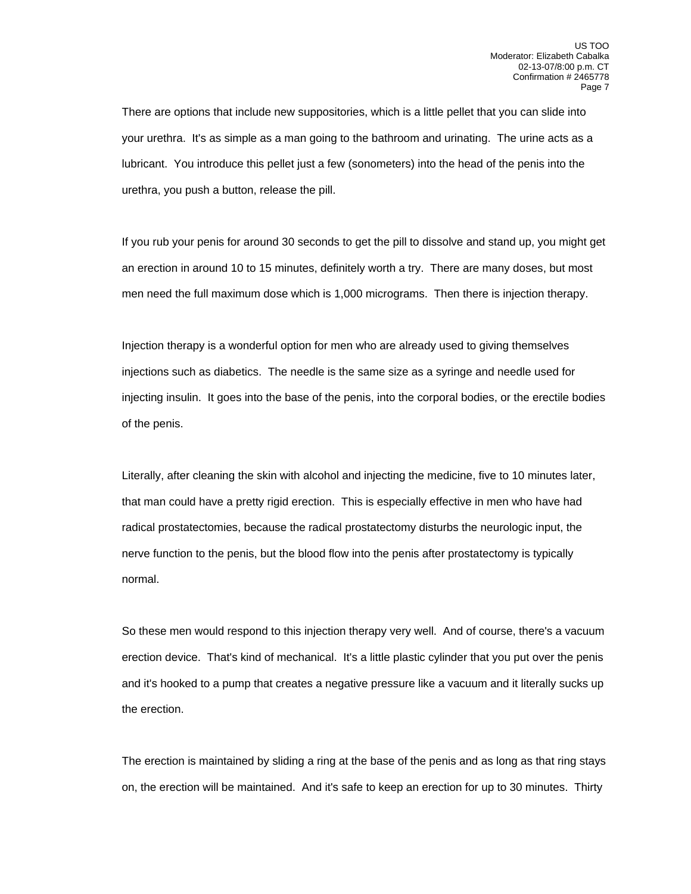There are options that include new suppositories, which is a little pellet that you can slide into your urethra. It's as simple as a man going to the bathroom and urinating. The urine acts as a lubricant. You introduce this pellet just a few (sonometers) into the head of the penis into the urethra, you push a button, release the pill.

If you rub your penis for around 30 seconds to get the pill to dissolve and stand up, you might get an erection in around 10 to 15 minutes, definitely worth a try. There are many doses, but most men need the full maximum dose which is 1,000 micrograms. Then there is injection therapy.

Injection therapy is a wonderful option for men who are already used to giving themselves injections such as diabetics. The needle is the same size as a syringe and needle used for injecting insulin. It goes into the base of the penis, into the corporal bodies, or the erectile bodies of the penis.

Literally, after cleaning the skin with alcohol and injecting the medicine, five to 10 minutes later, that man could have a pretty rigid erection. This is especially effective in men who have had radical prostatectomies, because the radical prostatectomy disturbs the neurologic input, the nerve function to the penis, but the blood flow into the penis after prostatectomy is typically normal.

So these men would respond to this injection therapy very well. And of course, there's a vacuum erection device. That's kind of mechanical. It's a little plastic cylinder that you put over the penis and it's hooked to a pump that creates a negative pressure like a vacuum and it literally sucks up the erection.

The erection is maintained by sliding a ring at the base of the penis and as long as that ring stays on, the erection will be maintained. And it's safe to keep an erection for up to 30 minutes. Thirty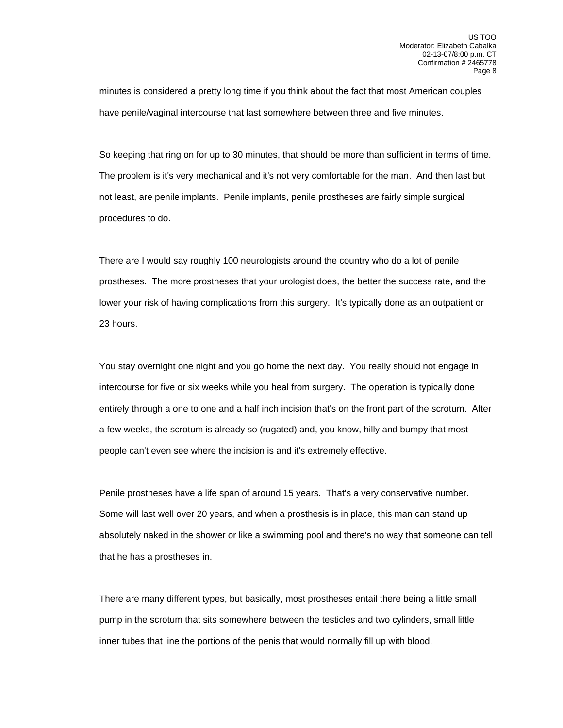minutes is considered a pretty long time if you think about the fact that most American couples have penile/vaginal intercourse that last somewhere between three and five minutes.

So keeping that ring on for up to 30 minutes, that should be more than sufficient in terms of time. The problem is it's very mechanical and it's not very comfortable for the man. And then last but not least, are penile implants. Penile implants, penile prostheses are fairly simple surgical procedures to do.

There are I would say roughly 100 neurologists around the country who do a lot of penile prostheses. The more prostheses that your urologist does, the better the success rate, and the lower your risk of having complications from this surgery. It's typically done as an outpatient or 23 hours.

You stay overnight one night and you go home the next day. You really should not engage in intercourse for five or six weeks while you heal from surgery. The operation is typically done entirely through a one to one and a half inch incision that's on the front part of the scrotum. After a few weeks, the scrotum is already so (rugated) and, you know, hilly and bumpy that most people can't even see where the incision is and it's extremely effective.

Penile prostheses have a life span of around 15 years. That's a very conservative number. Some will last well over 20 years, and when a prosthesis is in place, this man can stand up absolutely naked in the shower or like a swimming pool and there's no way that someone can tell that he has a prostheses in.

There are many different types, but basically, most prostheses entail there being a little small pump in the scrotum that sits somewhere between the testicles and two cylinders, small little inner tubes that line the portions of the penis that would normally fill up with blood.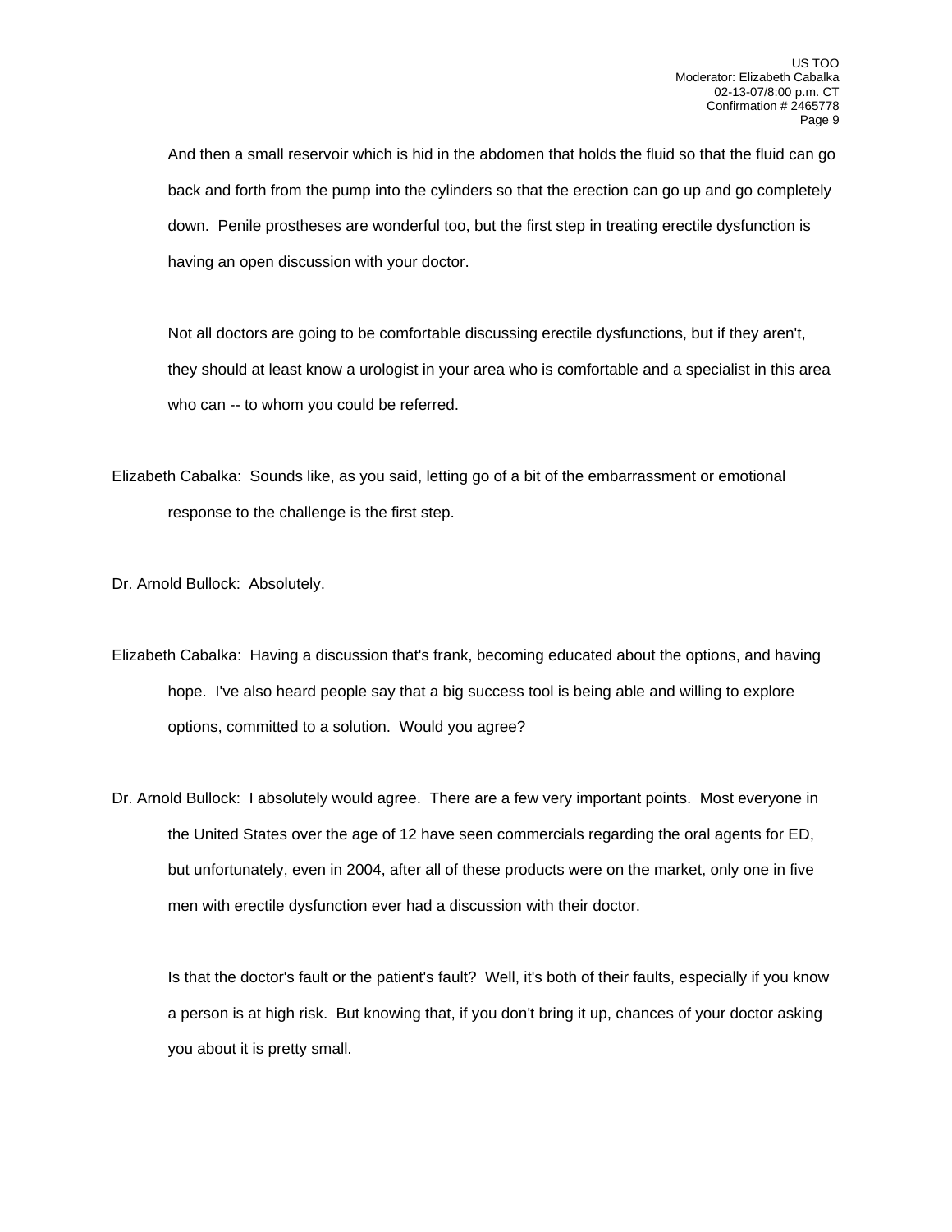And then a small reservoir which is hid in the abdomen that holds the fluid so that the fluid can go back and forth from the pump into the cylinders so that the erection can go up and go completely down. Penile prostheses are wonderful too, but the first step in treating erectile dysfunction is having an open discussion with your doctor.

Not all doctors are going to be comfortable discussing erectile dysfunctions, but if they aren't, they should at least know a urologist in your area who is comfortable and a specialist in this area who can -- to whom you could be referred.

Elizabeth Cabalka: Sounds like, as you said, letting go of a bit of the embarrassment or emotional response to the challenge is the first step.

Dr. Arnold Bullock: Absolutely.

Elizabeth Cabalka: Having a discussion that's frank, becoming educated about the options, and having hope. I've also heard people say that a big success tool is being able and willing to explore options, committed to a solution. Would you agree?

Dr. Arnold Bullock: I absolutely would agree. There are a few very important points. Most everyone in the United States over the age of 12 have seen commercials regarding the oral agents for ED, but unfortunately, even in 2004, after all of these products were on the market, only one in five men with erectile dysfunction ever had a discussion with their doctor.

Is that the doctor's fault or the patient's fault? Well, it's both of their faults, especially if you know a person is at high risk. But knowing that, if you don't bring it up, chances of your doctor asking you about it is pretty small.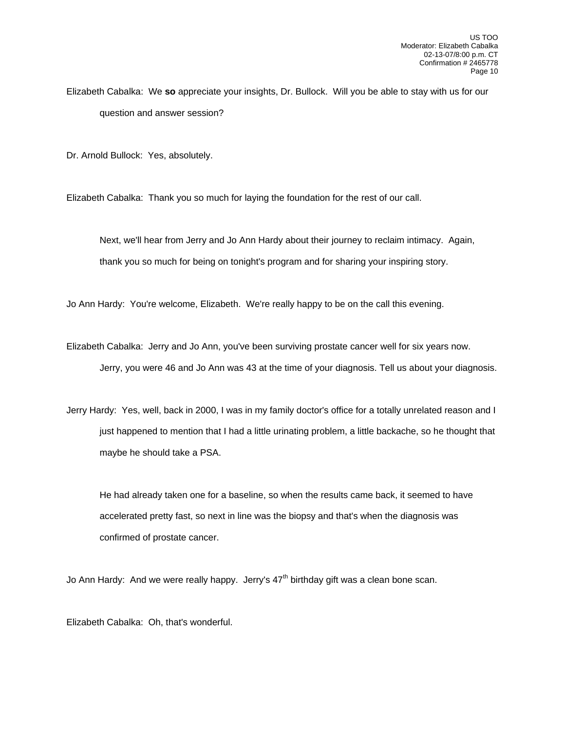Elizabeth Cabalka: We **so** appreciate your insights, Dr. Bullock. Will you be able to stay with us for our question and answer session?

Dr. Arnold Bullock: Yes, absolutely.

Elizabeth Cabalka: Thank you so much for laying the foundation for the rest of our call.

Next, we'll hear from Jerry and Jo Ann Hardy about their journey to reclaim intimacy. Again, thank you so much for being on tonight's program and for sharing your inspiring story.

Jo Ann Hardy: You're welcome, Elizabeth. We're really happy to be on the call this evening.

Elizabeth Cabalka: Jerry and Jo Ann, you've been surviving prostate cancer well for six years now. Jerry, you were 46 and Jo Ann was 43 at the time of your diagnosis. Tell us about your diagnosis.

Jerry Hardy: Yes, well, back in 2000, I was in my family doctor's office for a totally unrelated reason and I just happened to mention that I had a little urinating problem, a little backache, so he thought that maybe he should take a PSA.

He had already taken one for a baseline, so when the results came back, it seemed to have accelerated pretty fast, so next in line was the biopsy and that's when the diagnosis was confirmed of prostate cancer.

Jo Ann Hardy: And we were really happy. Jerry's 47th birthday gift was a clean bone scan.

Elizabeth Cabalka: Oh, that's wonderful.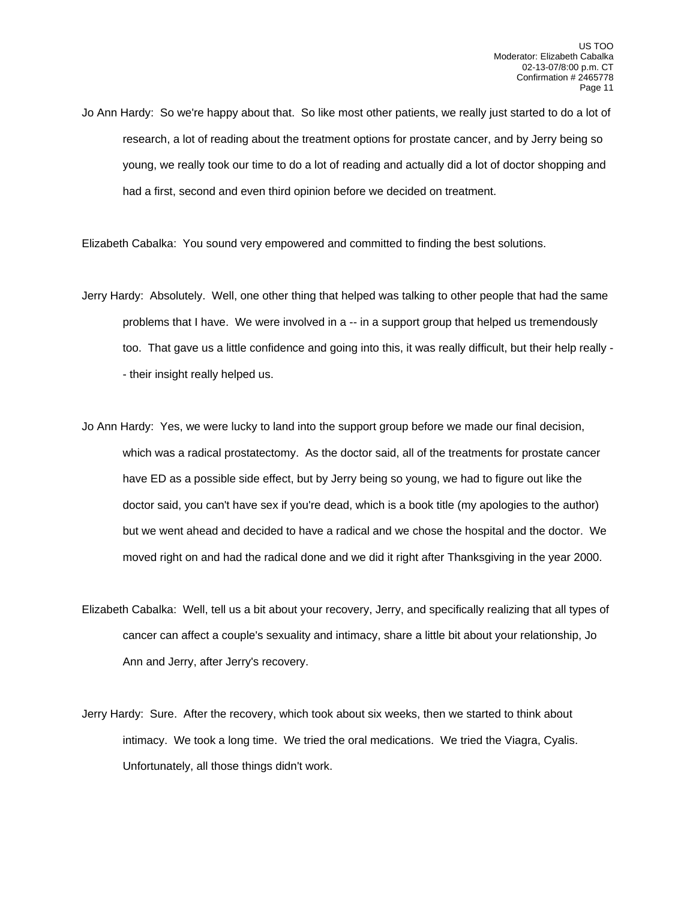Jo Ann Hardy: So we're happy about that. So like most other patients, we really just started to do a lot of research, a lot of reading about the treatment options for prostate cancer, and by Jerry being so young, we really took our time to do a lot of reading and actually did a lot of doctor shopping and had a first, second and even third opinion before we decided on treatment.

Elizabeth Cabalka: You sound very empowered and committed to finding the best solutions.

Jerry Hardy: Absolutely. Well, one other thing that helped was talking to other people that had the same problems that I have. We were involved in a -- in a support group that helped us tremendously too. That gave us a little confidence and going into this, it was really difficult, but their help really -- their insight really helped us.

Jo Ann Hardy: Yes, we were lucky to land into the support group before we made our final decision, which was a radical prostatectomy. As the doctor said, all of the treatments for prostate cancer have ED as a possible side effect, but by Jerry being so young, we had to figure out like the doctor said, you can't have sex if you're dead, which is a book title (my apologies to the author) but we went ahead and decided to have a radical and we chose the hospital and the doctor. We moved right on and had the radical done and we did it right after Thanksgiving in the year 2000.

Elizabeth Cabalka: Well, tell us a bit about your recovery, Jerry, and specifically realizing that all types of cancer can affect a couple's sexuality and intimacy, share a little bit about your relationship, Jo Ann and Jerry, after Jerry's recovery.

Jerry Hardy: Sure. After the recovery, which took about six weeks, then we started to think about intimacy. We took a long time. We tried the oral medications. We tried the Viagra, Cyalis. Unfortunately, all those things didn't work.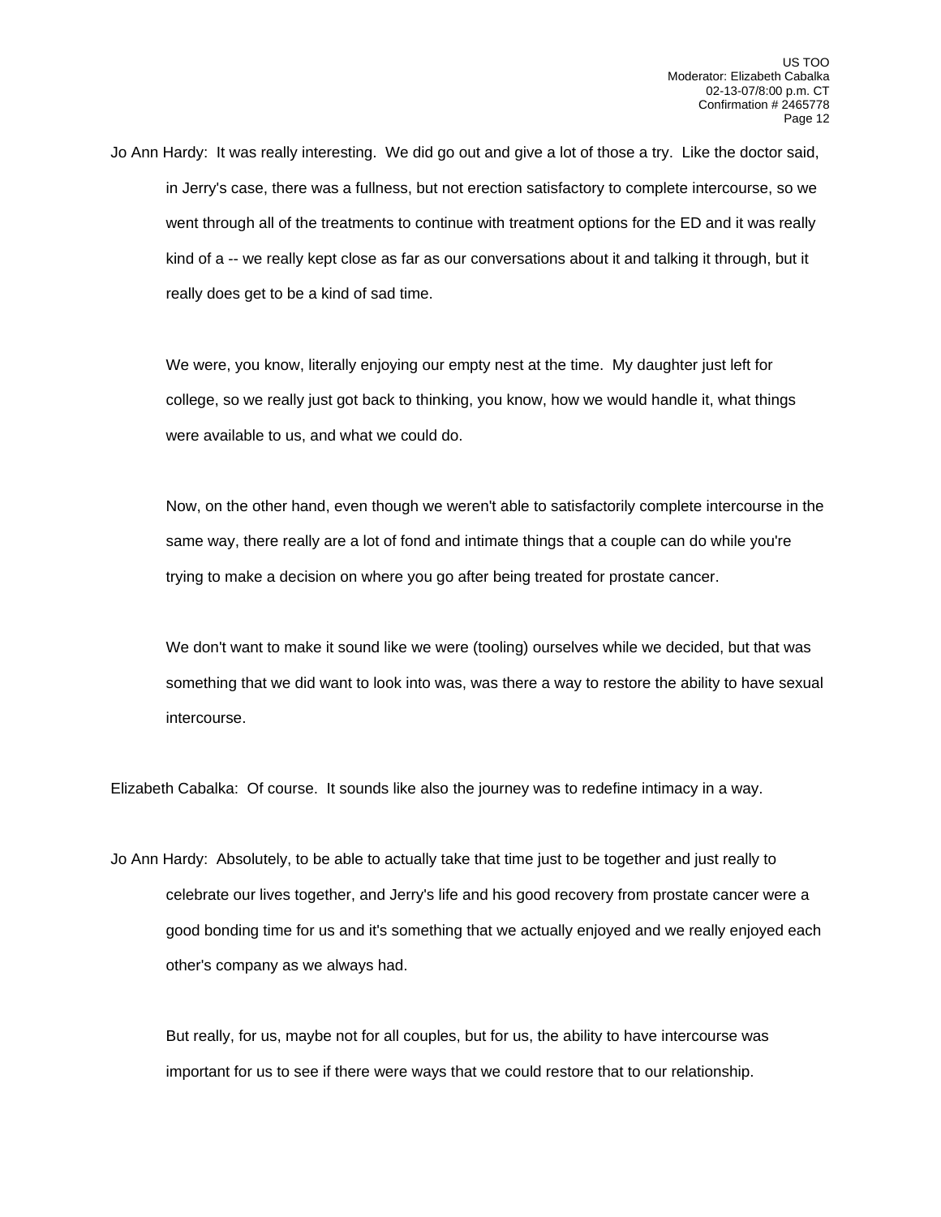Jo Ann Hardy: It was really interesting. We did go out and give a lot of those a try. Like the doctor said, in Jerry's case, there was a fullness, but not erection satisfactory to complete intercourse, so we went through all of the treatments to continue with treatment options for the ED and it was really kind of a -- we really kept close as far as our conversations about it and talking it through, but it really does get to be a kind of sad time.

We were, you know, literally enjoying our empty nest at the time. My daughter just left for college, so we really just got back to thinking, you know, how we would handle it, what things were available to us, and what we could do.

Now, on the other hand, even though we weren't able to satisfactorily complete intercourse in the same way, there really are a lot of fond and intimate things that a couple can do while you're trying to make a decision on where you go after being treated for prostate cancer.

We don't want to make it sound like we were (tooling) ourselves while we decided, but that was something that we did want to look into was, was there a way to restore the ability to have sexual intercourse.

Elizabeth Cabalka: Of course. It sounds like also the journey was to redefine intimacy in a way.

Jo Ann Hardy: Absolutely, to be able to actually take that time just to be together and just really to celebrate our lives together, and Jerry's life and his good recovery from prostate cancer were a good bonding time for us and it's something that we actually enjoyed and we really enjoyed each other's company as we always had.

But really, for us, maybe not for all couples, but for us, the ability to have intercourse was important for us to see if there were ways that we could restore that to our relationship.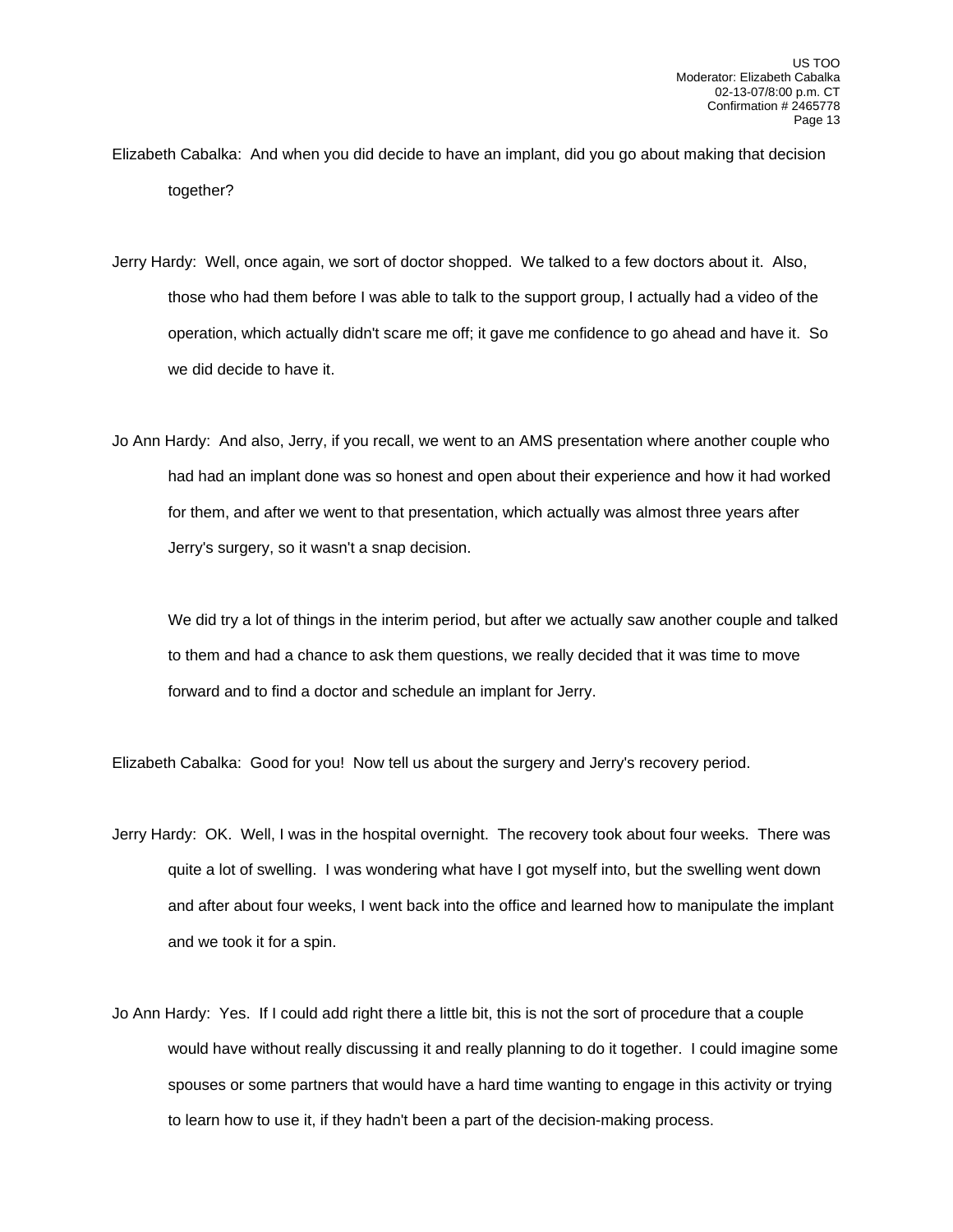Elizabeth Cabalka: And when you did decide to have an implant, did you go about making that decision together?

Jerry Hardy: Well, once again, we sort of doctor shopped. We talked to a few doctors about it. Also, those who had them before I was able to talk to the support group, I actually had a video of the operation, which actually didn't scare me off; it gave me confidence to go ahead and have it. So we did decide to have it.

Jo Ann Hardy: And also, Jerry, if you recall, we went to an AMS presentation where another couple who had had an implant done was so honest and open about their experience and how it had worked for them, and after we went to that presentation, which actually was almost three years after Jerry's surgery, so it wasn't a snap decision.

We did try a lot of things in the interim period, but after we actually saw another couple and talked to them and had a chance to ask them questions, we really decided that it was time to move forward and to find a doctor and schedule an implant for Jerry.

Elizabeth Cabalka: Good for you! Now tell us about the surgery and Jerry's recovery period.

Jerry Hardy: OK. Well, I was in the hospital overnight. The recovery took about four weeks. There was quite a lot of swelling. I was wondering what have I got myself into, but the swelling went down and after about four weeks, I went back into the office and learned how to manipulate the implant and we took it for a spin.

Jo Ann Hardy: Yes. If I could add right there a little bit, this is not the sort of procedure that a couple would have without really discussing it and really planning to do it together. I could imagine some spouses or some partners that would have a hard time wanting to engage in this activity or trying to learn how to use it, if they hadn't been a part of the decision-making process.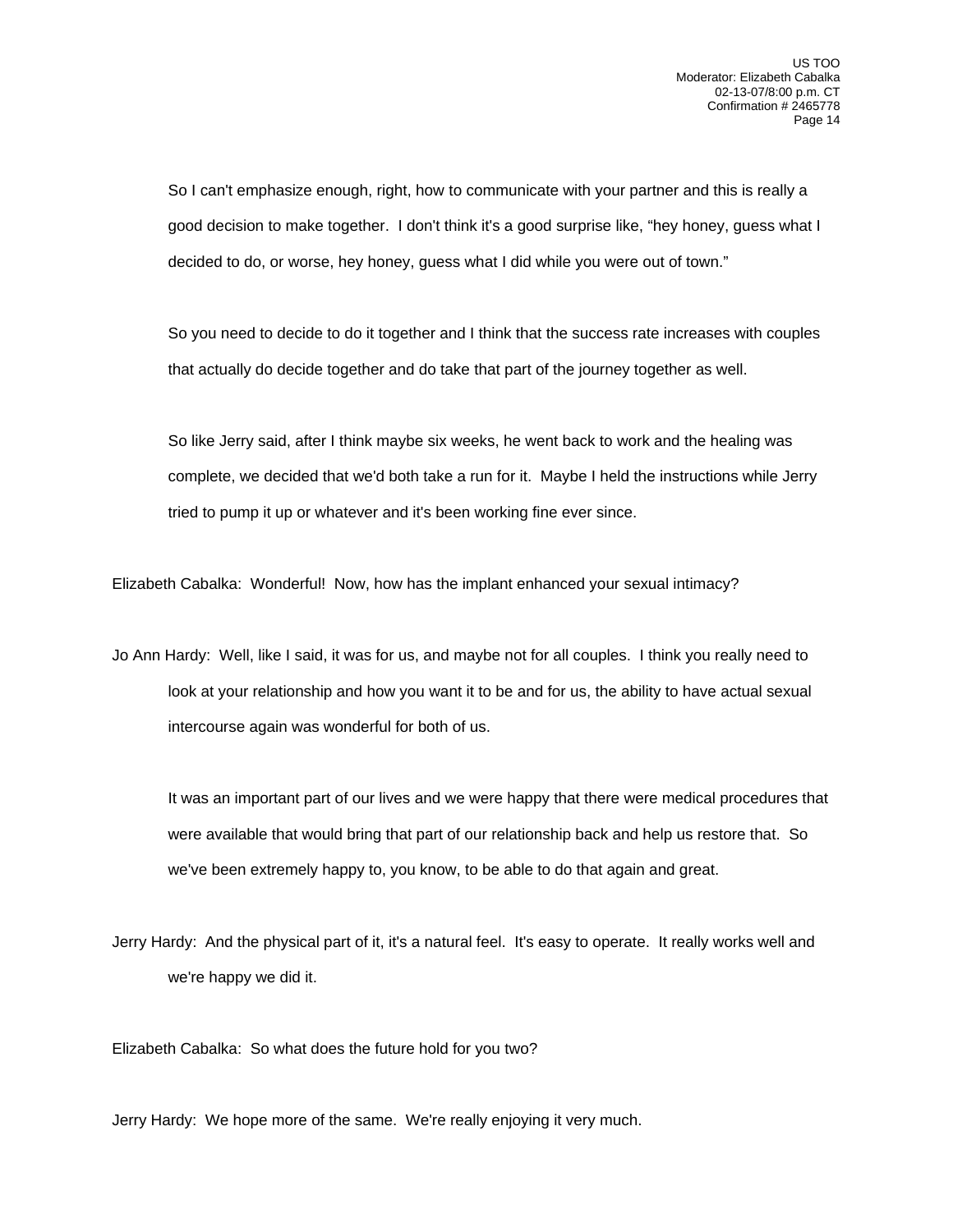So I can't emphasize enough, right, how to communicate with your partner and this is really a good decision to make together. I don't think it's a good surprise like, "hey honey, guess what I decided to do, or worse, hey honey, guess what I did while you were out of town."

So you need to decide to do it together and I think that the success rate increases with couples that actually do decide together and do take that part of the journey together as well.

So like Jerry said, after I think maybe six weeks, he went back to work and the healing was complete, we decided that we'd both take a run for it. Maybe I held the instructions while Jerry tried to pump it up or whatever and it's been working fine ever since.

Elizabeth Cabalka: Wonderful! Now, how has the implant enhanced your sexual intimacy?

Jo Ann Hardy: Well, like I said, it was for us, and maybe not for all couples. I think you really need to look at your relationship and how you want it to be and for us, the ability to have actual sexual intercourse again was wonderful for both of us.

It was an important part of our lives and we were happy that there were medical procedures that were available that would bring that part of our relationship back and help us restore that. So we've been extremely happy to, you know, to be able to do that again and great.

Jerry Hardy: And the physical part of it, it's a natural feel. It's easy to operate. It really works well and we're happy we did it.

Elizabeth Cabalka: So what does the future hold for you two?

Jerry Hardy: We hope more of the same. We're really enjoying it very much.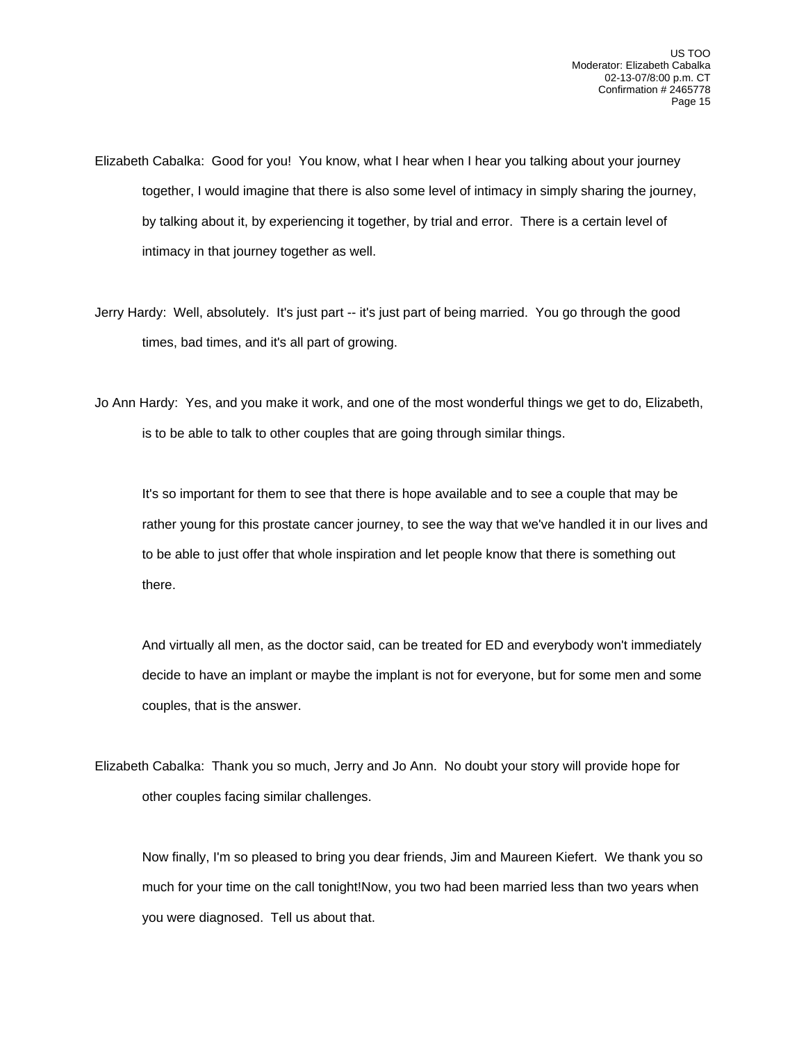Elizabeth Cabalka: Good for you! You know, what I hear when I hear you talking about your journey together, I would imagine that there is also some level of intimacy in simply sharing the journey, by talking about it, by experiencing it together, by trial and error. There is a certain level of intimacy in that journey together as well.

Jerry Hardy: Well, absolutely. It's just part -- it's just part of being married. You go through the good times, bad times, and it's all part of growing.

Jo Ann Hardy: Yes, and you make it work, and one of the most wonderful things we get to do, Elizabeth, is to be able to talk to other couples that are going through similar things.

It's so important for them to see that there is hope available and to see a couple that may be rather young for this prostate cancer journey, to see the way that we've handled it in our lives and to be able to just offer that whole inspiration and let people know that there is something out there.

And virtually all men, as the doctor said, can be treated for ED and everybody won't immediately decide to have an implant or maybe the implant is not for everyone, but for some men and some couples, that is the answer.

Elizabeth Cabalka: Thank you so much, Jerry and Jo Ann. No doubt your story will provide hope for other couples facing similar challenges.

Now finally, I'm so pleased to bring you dear friends, Jim and Maureen Kiefert. We thank you so much for your time on the call tonight!Now, you two had been married less than two years when you were diagnosed. Tell us about that.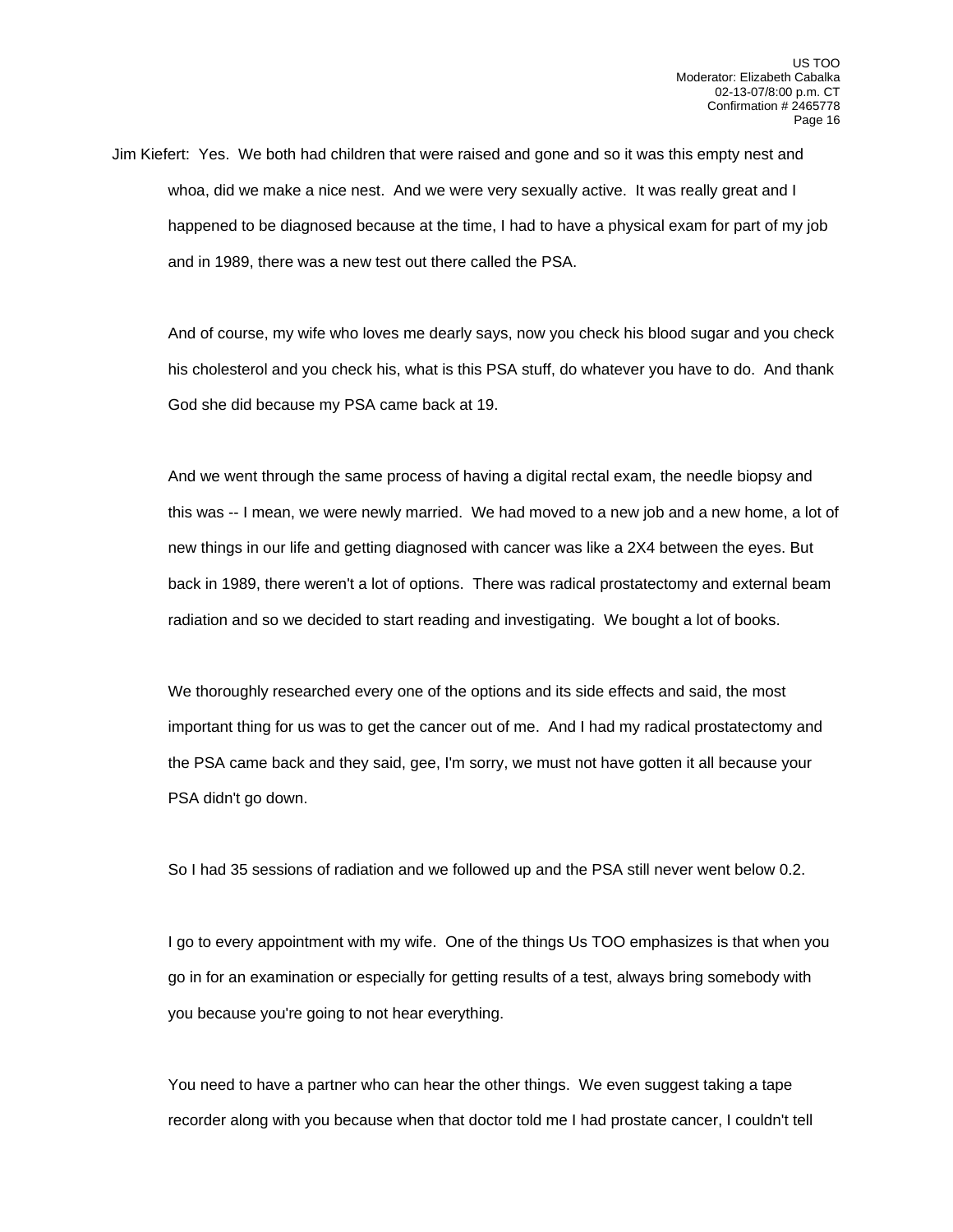Jim Kiefert: Yes. We both had children that were raised and gone and so it was this empty nest and whoa, did we make a nice nest. And we were very sexually active. It was really great and I happened to be diagnosed because at the time, I had to have a physical exam for part of my job and in 1989, there was a new test out there called the PSA.

And of course, my wife who loves me dearly says, now you check his blood sugar and you check his cholesterol and you check his, what is this PSA stuff, do whatever you have to do. And thank God she did because my PSA came back at 19.

And we went through the same process of having a digital rectal exam, the needle biopsy and this was -- I mean, we were newly married. We had moved to a new job and a new home, a lot of new things in our life and getting diagnosed with cancer was like a 2X4 between the eyes. But back in 1989, there weren't a lot of options. There was radical prostatectomy and external beam radiation and so we decided to start reading and investigating. We bought a lot of books.

We thoroughly researched every one of the options and its side effects and said, the most important thing for us was to get the cancer out of me. And I had my radical prostatectomy and the PSA came back and they said, gee, I'm sorry, we must not have gotten it all because your PSA didn't go down.

So I had 35 sessions of radiation and we followed up and the PSA still never went below 0.2.

I go to every appointment with my wife. One of the things Us TOO emphasizes is that when you go in for an examination or especially for getting results of a test, always bring somebody with you because you're going to not hear everything.

You need to have a partner who can hear the other things. We even suggest taking a tape recorder along with you because when that doctor told me I had prostate cancer, I couldn't tell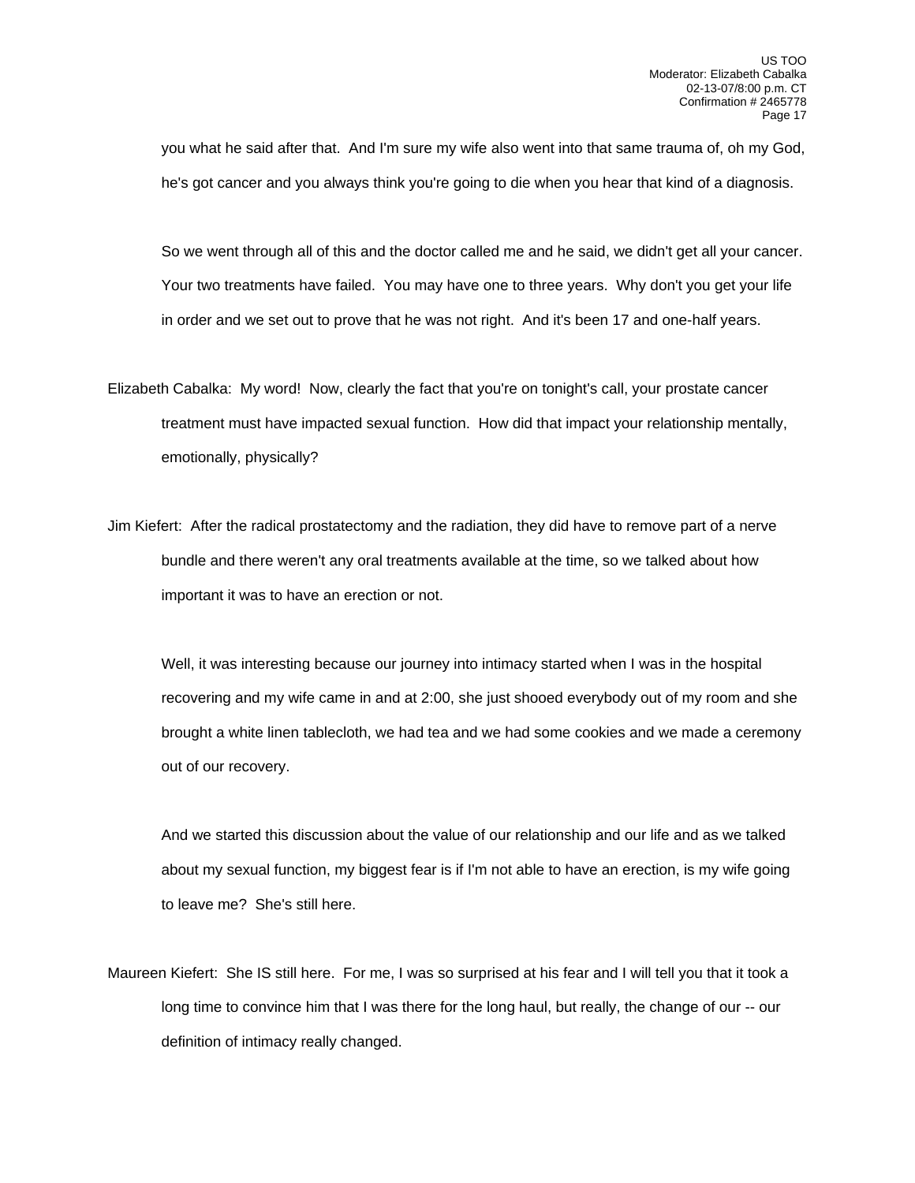you what he said after that. And I'm sure my wife also went into that same trauma of, oh my God, he's got cancer and you always think you're going to die when you hear that kind of a diagnosis.

So we went through all of this and the doctor called me and he said, we didn't get all your cancer. Your two treatments have failed. You may have one to three years. Why don't you get your life in order and we set out to prove that he was not right. And it's been 17 and one-half years.

Elizabeth Cabalka: My word! Now, clearly the fact that you're on tonight's call, your prostate cancer treatment must have impacted sexual function. How did that impact your relationship mentally, emotionally, physically?

Jim Kiefert: After the radical prostatectomy and the radiation, they did have to remove part of a nerve bundle and there weren't any oral treatments available at the time, so we talked about how important it was to have an erection or not.

Well, it was interesting because our journey into intimacy started when I was in the hospital recovering and my wife came in and at 2:00, she just shooed everybody out of my room and she brought a white linen tablecloth, we had tea and we had some cookies and we made a ceremony out of our recovery.

And we started this discussion about the value of our relationship and our life and as we talked about my sexual function, my biggest fear is if I'm not able to have an erection, is my wife going to leave me? She's still here.

Maureen Kiefert: She IS still here. For me, I was so surprised at his fear and I will tell you that it took a long time to convince him that I was there for the long haul, but really, the change of our -- our definition of intimacy really changed.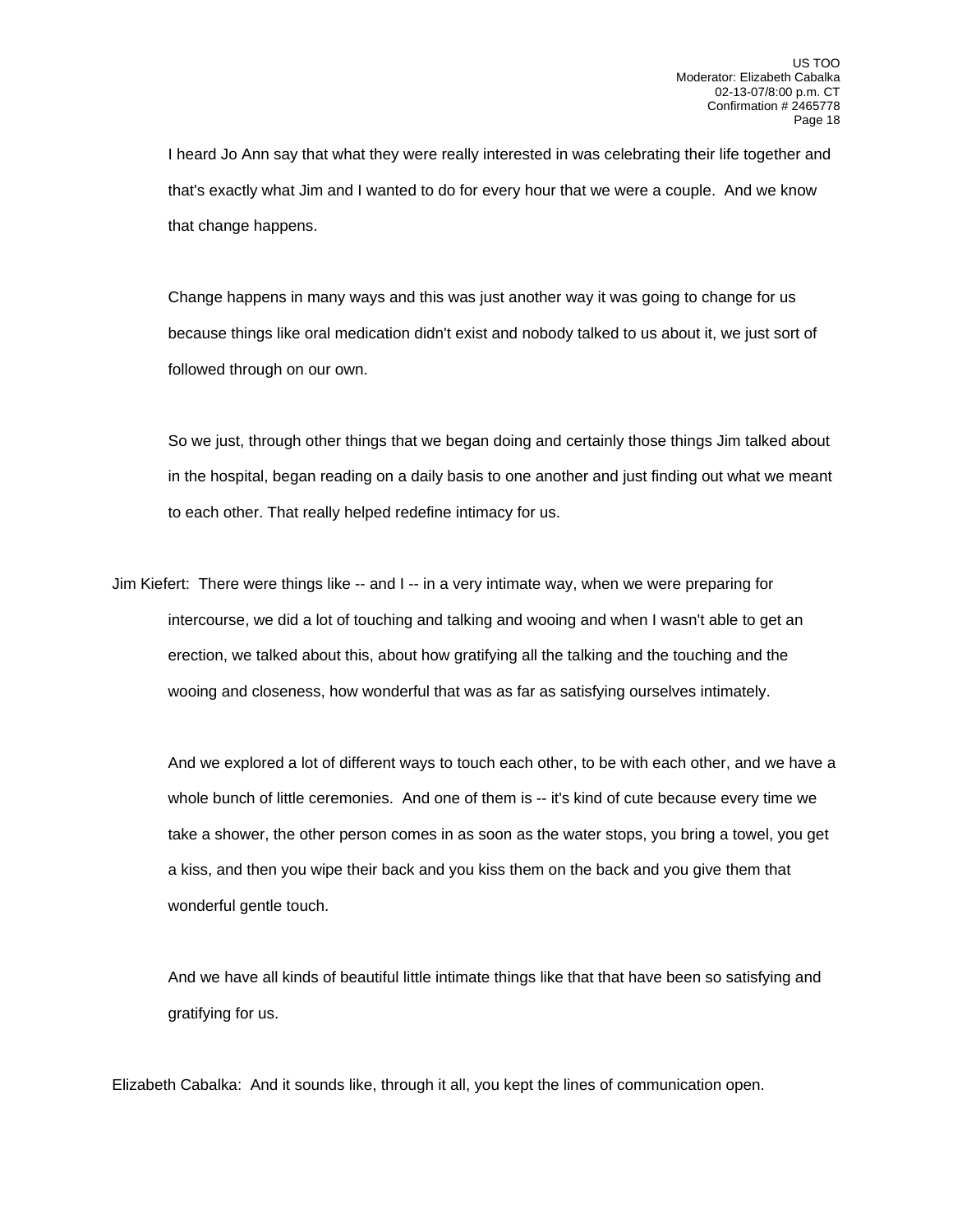I heard Jo Ann say that what they were really interested in was celebrating their life together and that's exactly what Jim and I wanted to do for every hour that we were a couple. And we know that change happens.

Change happens in many ways and this was just another way it was going to change for us because things like oral medication didn't exist and nobody talked to us about it, we just sort of followed through on our own.

So we just, through other things that we began doing and certainly those things Jim talked about in the hospital, began reading on a daily basis to one another and just finding out what we meant to each other. That really helped redefine intimacy for us.

Jim Kiefert: There were things like -- and I -- in a very intimate way, when we were preparing for intercourse, we did a lot of touching and talking and wooing and when I wasn't able to get an erection, we talked about this, about how gratifying all the talking and the touching and the wooing and closeness, how wonderful that was as far as satisfying ourselves intimately.

And we explored a lot of different ways to touch each other, to be with each other, and we have a whole bunch of little ceremonies. And one of them is -- it's kind of cute because every time we take a shower, the other person comes in as soon as the water stops, you bring a towel, you get a kiss, and then you wipe their back and you kiss them on the back and you give them that wonderful gentle touch.

And we have all kinds of beautiful little intimate things like that that have been so satisfying and gratifying for us.

Elizabeth Cabalka: And it sounds like, through it all, you kept the lines of communication open.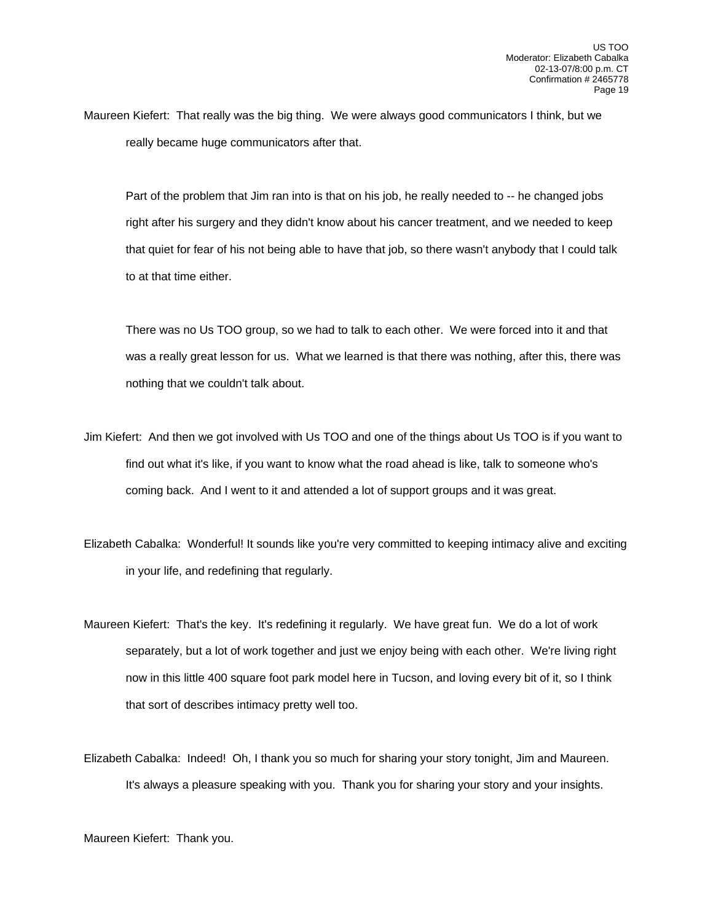Maureen Kiefert: That really was the big thing. We were always good communicators I think, but we really became huge communicators after that.

Part of the problem that Jim ran into is that on his job, he really needed to -- he changed jobs right after his surgery and they didn't know about his cancer treatment, and we needed to keep that quiet for fear of his not being able to have that job, so there wasn't anybody that I could talk to at that time either.

There was no Us TOO group, so we had to talk to each other. We were forced into it and that was a really great lesson for us. What we learned is that there was nothing, after this, there was nothing that we couldn't talk about.

Jim Kiefert: And then we got involved with Us TOO and one of the things about Us TOO is if you want to find out what it's like, if you want to know what the road ahead is like, talk to someone who's coming back. And I went to it and attended a lot of support groups and it was great.

Elizabeth Cabalka: Wonderful! It sounds like you're very committed to keeping intimacy alive and exciting in your life, and redefining that regularly.

Maureen Kiefert: That's the key. It's redefining it regularly. We have great fun. We do a lot of work separately, but a lot of work together and just we enjoy being with each other. We're living right now in this little 400 square foot park model here in Tucson, and loving every bit of it, so I think that sort of describes intimacy pretty well too.

Elizabeth Cabalka: Indeed! Oh, I thank you so much for sharing your story tonight, Jim and Maureen. It's always a pleasure speaking with you. Thank you for sharing your story and your insights.

Maureen Kiefert: Thank you.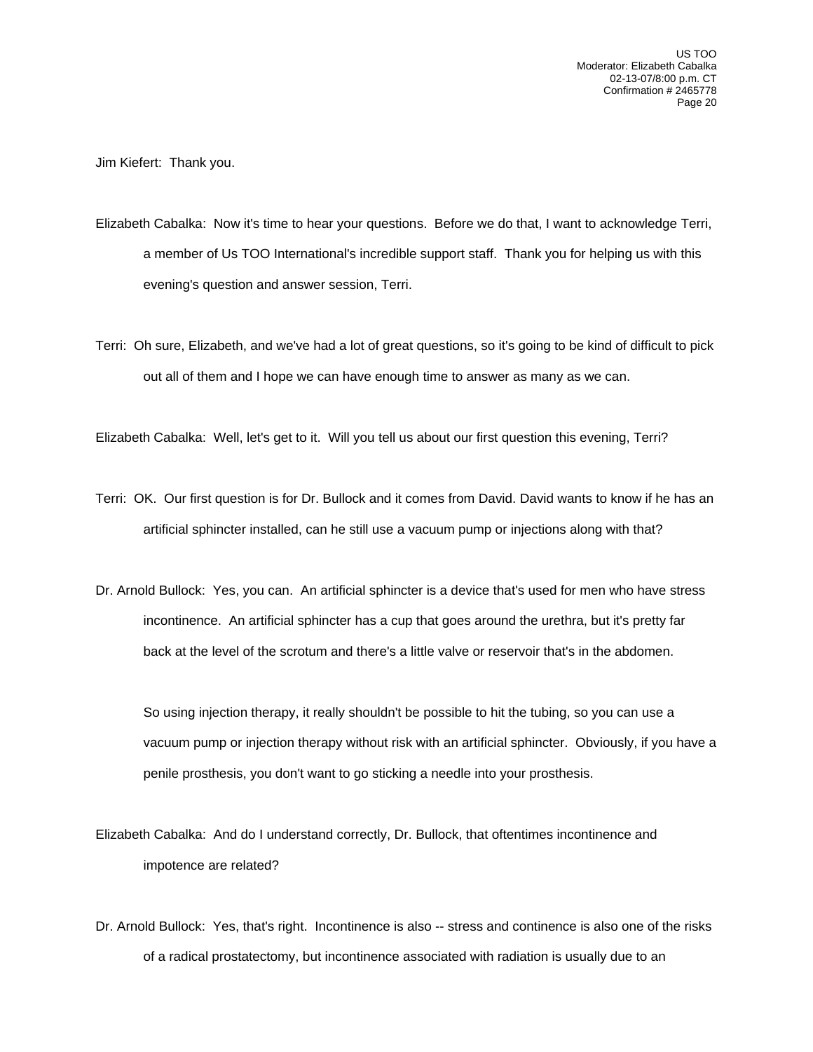Jim Kiefert: Thank you.

Elizabeth Cabalka: Now it's time to hear your questions. Before we do that, I want to acknowledge Terri, a member of Us TOO International's incredible support staff. Thank you for helping us with this evening's question and answer session, Terri.

Terri: Oh sure, Elizabeth, and we've had a lot of great questions, so it's going to be kind of difficult to pick out all of them and I hope we can have enough time to answer as many as we can.

Elizabeth Cabalka: Well, let's get to it. Will you tell us about our first question this evening, Terri?

Terri: OK. Our first question is for Dr. Bullock and it comes from David. David wants to know if he has an artificial sphincter installed, can he still use a vacuum pump or injections along with that?

Dr. Arnold Bullock: Yes, you can. An artificial sphincter is a device that's used for men who have stress incontinence. An artificial sphincter has a cup that goes around the urethra, but it's pretty far back at the level of the scrotum and there's a little valve or reservoir that's in the abdomen.

So using injection therapy, it really shouldn't be possible to hit the tubing, so you can use a vacuum pump or injection therapy without risk with an artificial sphincter. Obviously, if you have a penile prosthesis, you don't want to go sticking a needle into your prosthesis.

Elizabeth Cabalka: And do I understand correctly, Dr. Bullock, that oftentimes incontinence and impotence are related?

Dr. Arnold Bullock: Yes, that's right. Incontinence is also -- stress and continence is also one of the risks of a radical prostatectomy, but incontinence associated with radiation is usually due to an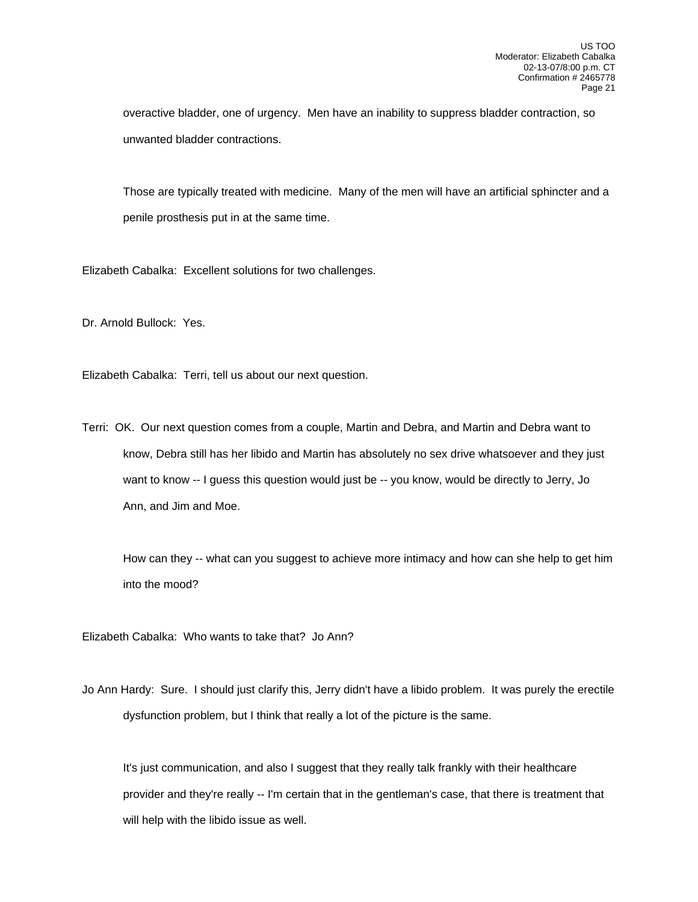overactive bladder, one of urgency. Men have an inability to suppress bladder contraction, so unwanted bladder contractions.

Those are typically treated with medicine. Many of the men will have an artificial sphincter and a penile prosthesis put in at the same time.

Elizabeth Cabalka: Excellent solutions for two challenges.

Dr. Arnold Bullock: Yes.

Elizabeth Cabalka: Terri, tell us about our next question.

Terri: OK. Our next question comes from a couple, Martin and Debra, and Martin and Debra want to know, Debra still has her libido and Martin has absolutely no sex drive whatsoever and they just want to know -- I guess this question would just be -- you know, would be directly to Jerry, Jo Ann, and Jim and Moe.

How can they -- what can you suggest to achieve more intimacy and how can she help to get him into the mood?

Elizabeth Cabalka: Who wants to take that? Jo Ann?

Jo Ann Hardy: Sure. I should just clarify this, Jerry didn't have a libido problem. It was purely the erectile dysfunction problem, but I think that really a lot of the picture is the same.

It's just communication, and also I suggest that they really talk frankly with their healthcare provider and they're really -- I'm certain that in the gentleman's case, that there is treatment that will help with the libido issue as well.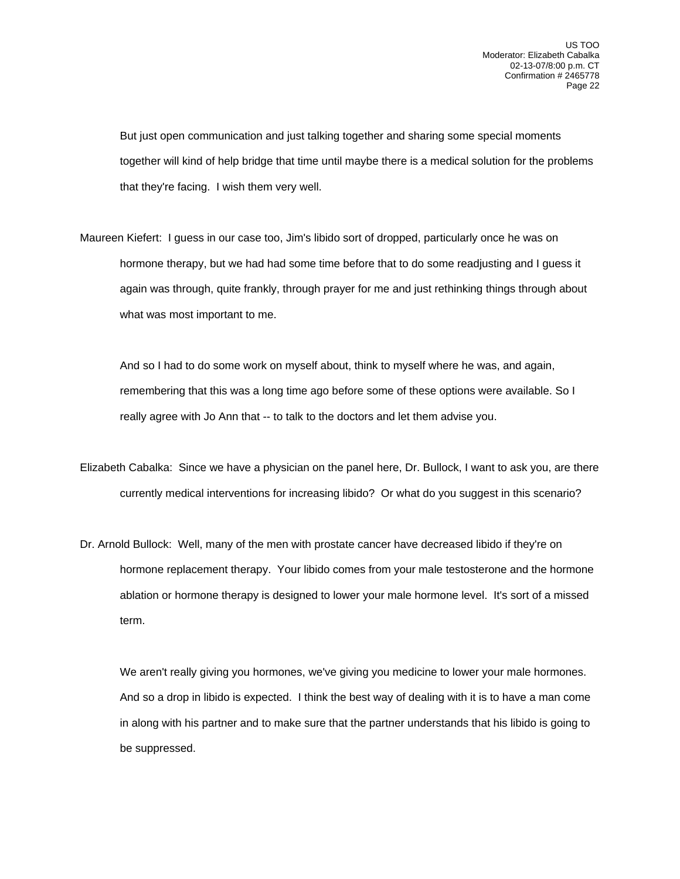But just open communication and just talking together and sharing some special moments together will kind of help bridge that time until maybe there is a medical solution for the problems that they're facing. I wish them very well.

Maureen Kiefert: I guess in our case too, Jim's libido sort of dropped, particularly once he was on hormone therapy, but we had had some time before that to do some readjusting and I guess it again was through, quite frankly, through prayer for me and just rethinking things through about what was most important to me.

And so I had to do some work on myself about, think to myself where he was, and again, remembering that this was a long time ago before some of these options were available. So I really agree with Jo Ann that -- to talk to the doctors and let them advise you.

Elizabeth Cabalka: Since we have a physician on the panel here, Dr. Bullock, I want to ask you, are there currently medical interventions for increasing libido? Or what do you suggest in this scenario?

Dr. Arnold Bullock: Well, many of the men with prostate cancer have decreased libido if they're on hormone replacement therapy. Your libido comes from your male testosterone and the hormone ablation or hormone therapy is designed to lower your male hormone level. It's sort of a missed term.

We aren't really giving you hormones, we've giving you medicine to lower your male hormones. And so a drop in libido is expected. I think the best way of dealing with it is to have a man come in along with his partner and to make sure that the partner understands that his libido is going to be suppressed.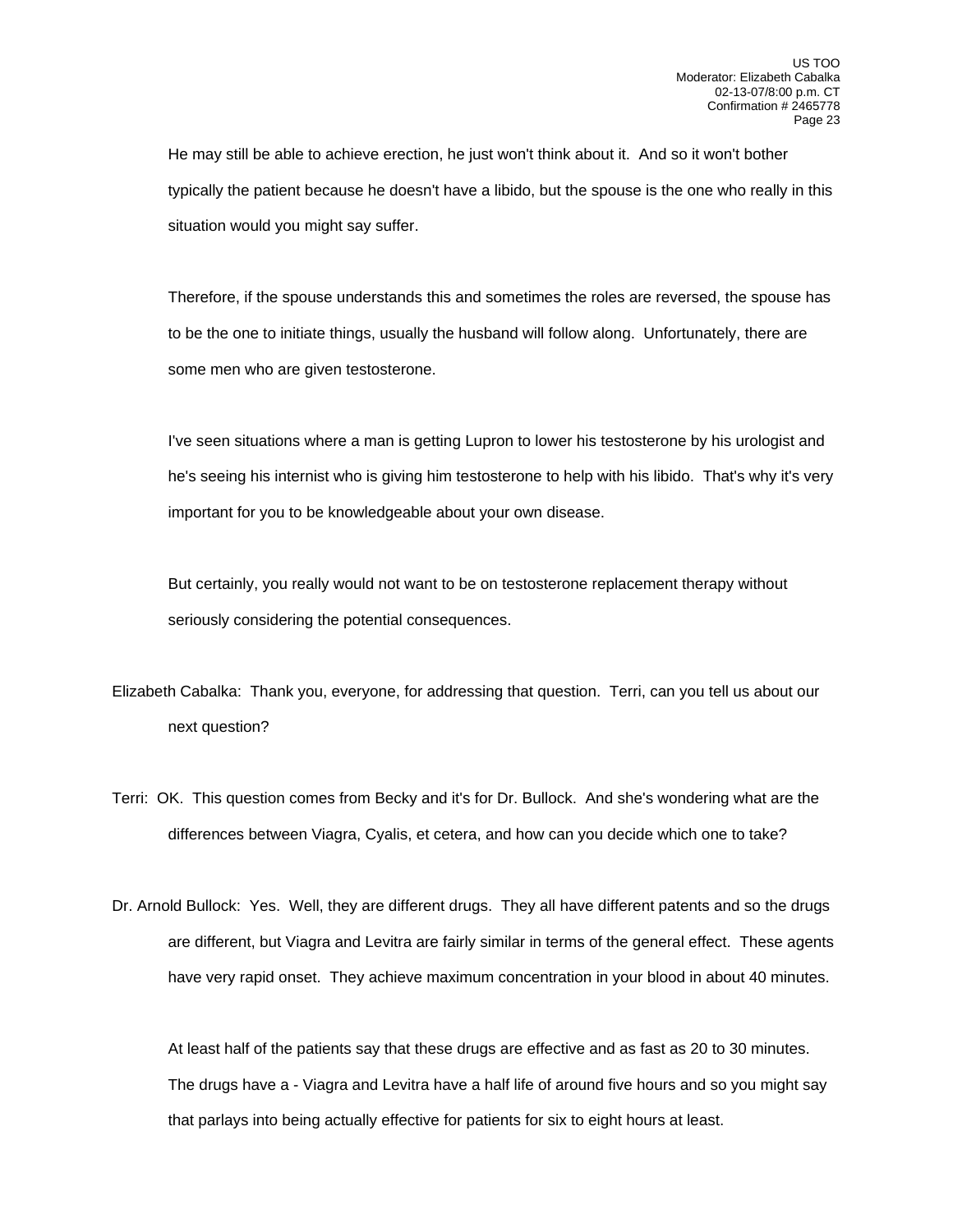He may still be able to achieve erection, he just won't think about it. And so it won't bother typically the patient because he doesn't have a libido, but the spouse is the one who really in this situation would you might say suffer.

Therefore, if the spouse understands this and sometimes the roles are reversed, the spouse has to be the one to initiate things, usually the husband will follow along. Unfortunately, there are some men who are given testosterone.

I've seen situations where a man is getting Lupron to lower his testosterone by his urologist and he's seeing his internist who is giving him testosterone to help with his libido. That's why it's very important for you to be knowledgeable about your own disease.

But certainly, you really would not want to be on testosterone replacement therapy without seriously considering the potential consequences.

Elizabeth Cabalka: Thank you, everyone, for addressing that question. Terri, can you tell us about our next question?

Terri: OK. This question comes from Becky and it's for Dr. Bullock. And she's wondering what are the differences between Viagra, Cyalis, et cetera, and how can you decide which one to take?

Dr. Arnold Bullock: Yes. Well, they are different drugs. They all have different patents and so the drugs are different, but Viagra and Levitra are fairly similar in terms of the general effect. These agents have very rapid onset. They achieve maximum concentration in your blood in about 40 minutes.

At least half of the patients say that these drugs are effective and as fast as 20 to 30 minutes. The drugs have a - Viagra and Levitra have a half life of around five hours and so you might say that parlays into being actually effective for patients for six to eight hours at least.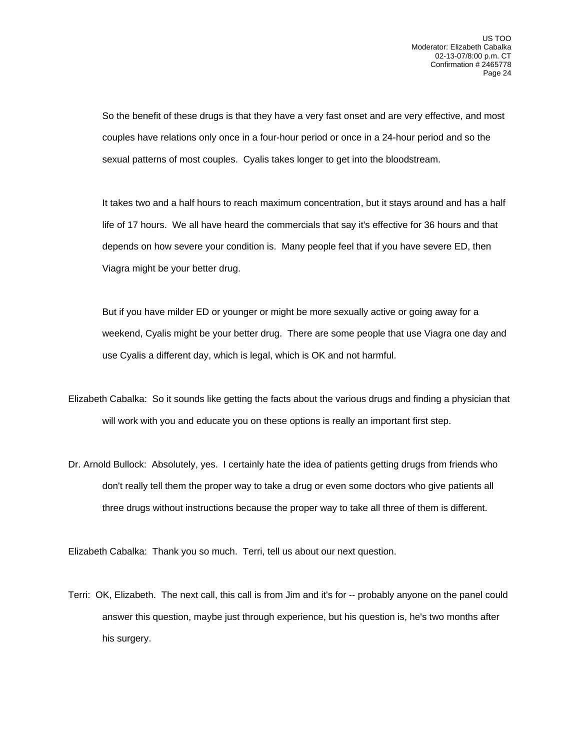So the benefit of these drugs is that they have a very fast onset and are very effective, and most couples have relations only once in a four-hour period or once in a 24-hour period and so the sexual patterns of most couples. Cyalis takes longer to get into the bloodstream.

It takes two and a half hours to reach maximum concentration, but it stays around and has a half life of 17 hours. We all have heard the commercials that say it's effective for 36 hours and that depends on how severe your condition is. Many people feel that if you have severe ED, then Viagra might be your better drug.

But if you have milder ED or younger or might be more sexually active or going away for a weekend, Cyalis might be your better drug. There are some people that use Viagra one day and use Cyalis a different day, which is legal, which is OK and not harmful.

Elizabeth Cabalka: So it sounds like getting the facts about the various drugs and finding a physician that will work with you and educate you on these options is really an important first step.

Dr. Arnold Bullock: Absolutely, yes. I certainly hate the idea of patients getting drugs from friends who don't really tell them the proper way to take a drug or even some doctors who give patients all three drugs without instructions because the proper way to take all three of them is different.

Elizabeth Cabalka: Thank you so much. Terri, tell us about our next question.

Terri: OK, Elizabeth. The next call, this call is from Jim and it's for -- probably anyone on the panel could answer this question, maybe just through experience, but his question is, he's two months after his surgery.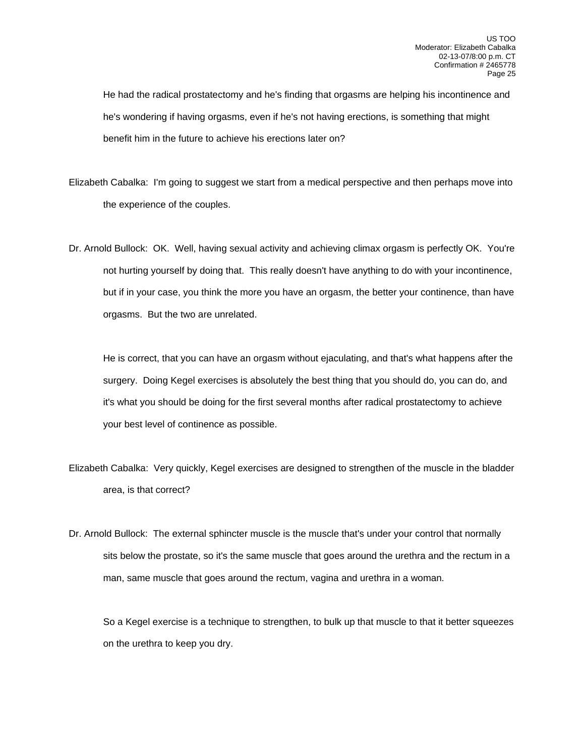He had the radical prostatectomy and he's finding that orgasms are helping his incontinence and he's wondering if having orgasms, even if he's not having erections, is something that might benefit him in the future to achieve his erections later on?

Elizabeth Cabalka: I'm going to suggest we start from a medical perspective and then perhaps move into the experience of the couples.

Dr. Arnold Bullock: OK. Well, having sexual activity and achieving climax orgasm is perfectly OK. You're not hurting yourself by doing that. This really doesn't have anything to do with your incontinence, but if in your case, you think the more you have an orgasm, the better your continence, than have orgasms. But the two are unrelated.

He is correct, that you can have an orgasm without ejaculating, and that's what happens after the surgery. Doing Kegel exercises is absolutely the best thing that you should do, you can do, and it's what you should be doing for the first several months after radical prostatectomy to achieve your best level of continence as possible.

Elizabeth Cabalka: Very quickly, Kegel exercises are designed to strengthen of the muscle in the bladder area, is that correct?

Dr. Arnold Bullock: The external sphincter muscle is the muscle that's under your control that normally sits below the prostate, so it's the same muscle that goes around the urethra and the rectum in a man, same muscle that goes around the rectum, vagina and urethra in a woman.

So a Kegel exercise is a technique to strengthen, to bulk up that muscle to that it better squeezes on the urethra to keep you dry.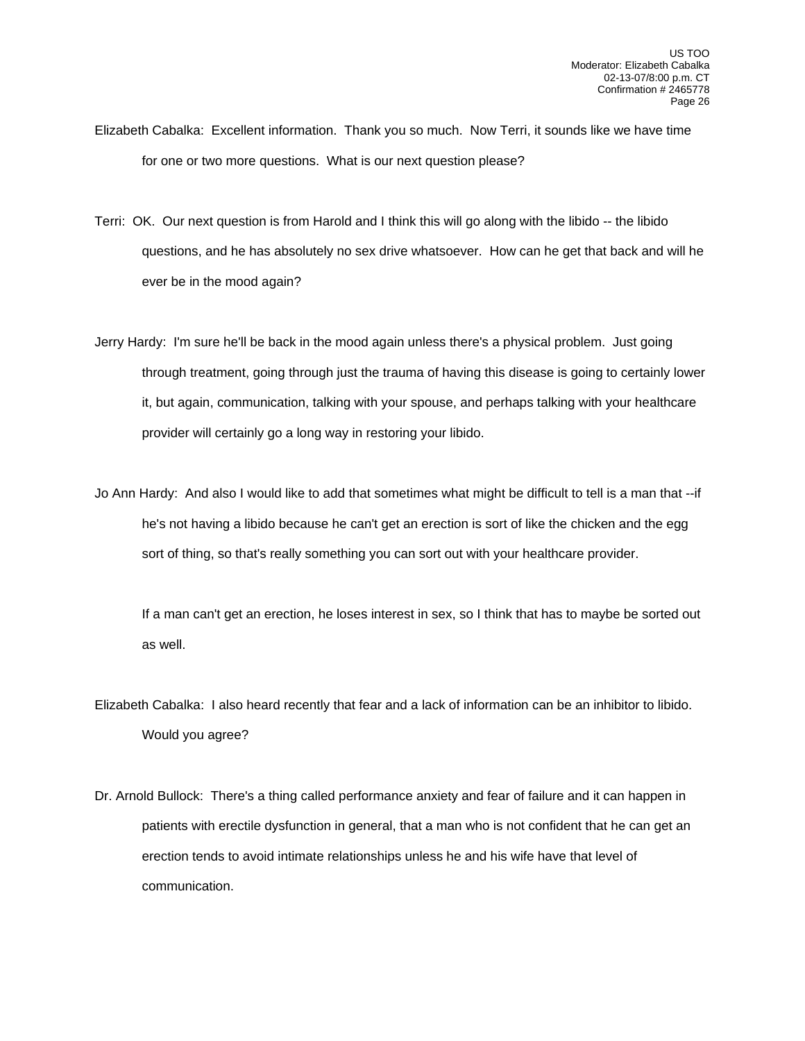Elizabeth Cabalka: Excellent information. Thank you so much. Now Terri, it sounds like we have time for one or two more questions. What is our next question please?

Terri: OK. Our next question is from Harold and I think this will go along with the libido -- the libido questions, and he has absolutely no sex drive whatsoever. How can he get that back and will he ever be in the mood again?

Jerry Hardy: I'm sure he'll be back in the mood again unless there's a physical problem. Just going through treatment, going through just the trauma of having this disease is going to certainly lower it, but again, communication, talking with your spouse, and perhaps talking with your healthcare provider will certainly go a long way in restoring your libido.

Jo Ann Hardy: And also I would like to add that sometimes what might be difficult to tell is a man that --if he's not having a libido because he can't get an erection is sort of like the chicken and the egg sort of thing, so that's really something you can sort out with your healthcare provider.

If a man can't get an erection, he loses interest in sex, so I think that has to maybe be sorted out as well.

Elizabeth Cabalka: I also heard recently that fear and a lack of information can be an inhibitor to libido. Would you agree?

Dr. Arnold Bullock: There's a thing called performance anxiety and fear of failure and it can happen in patients with erectile dysfunction in general, that a man who is not confident that he can get an erection tends to avoid intimate relationships unless he and his wife have that level of communication.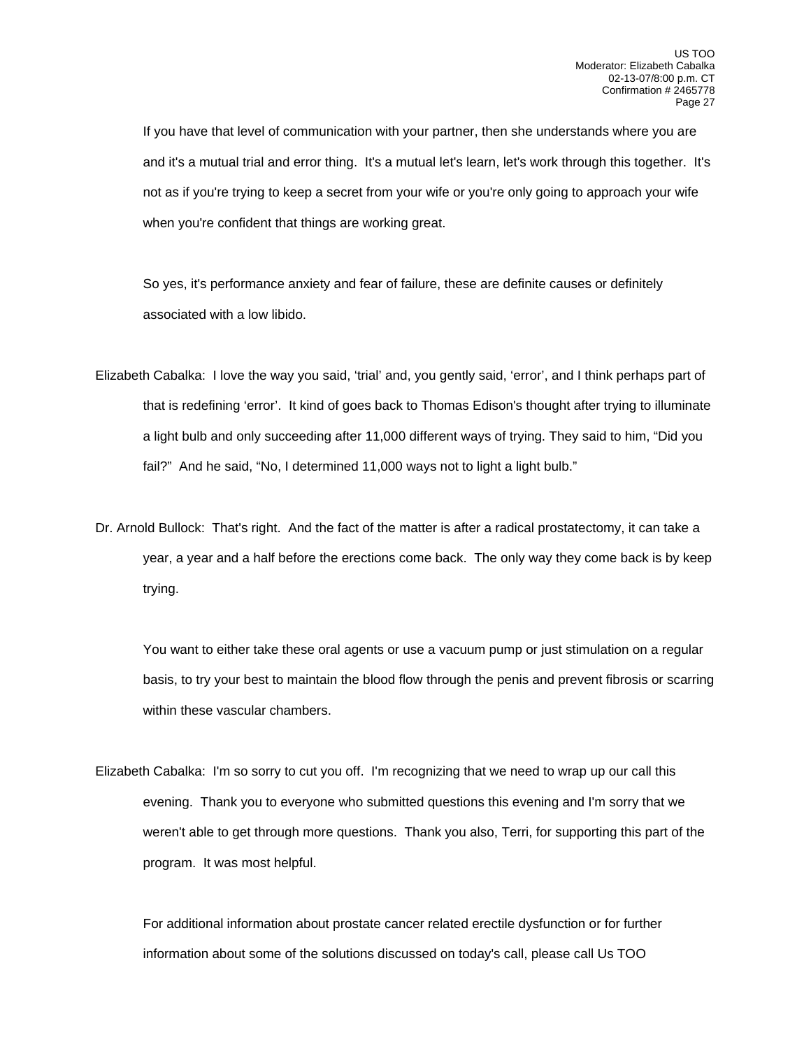If you have that level of communication with your partner, then she understands where you are and it's a mutual trial and error thing. It's a mutual let's learn, let's work through this together. It's not as if you're trying to keep a secret from your wife or you're only going to approach your wife when you're confident that things are working great.

So yes, it's performance anxiety and fear of failure, these are definite causes or definitely associated with a low libido.

Elizabeth Cabalka: I love the way you said, 'trial' and, you gently said, 'error', and I think perhaps part of that is redefining 'error'. It kind of goes back to Thomas Edison's thought after trying to illuminate a light bulb and only succeeding after 11,000 different ways of trying. They said to him, "Did you fail?" And he said, "No, I determined 11,000 ways not to light a light bulb."

Dr. Arnold Bullock: That's right. And the fact of the matter is after a radical prostatectomy, it can take a year, a year and a half before the erections come back. The only way they come back is by keep trying.

You want to either take these oral agents or use a vacuum pump or just stimulation on a regular basis, to try your best to maintain the blood flow through the penis and prevent fibrosis or scarring within these vascular chambers.

Elizabeth Cabalka: I'm so sorry to cut you off. I'm recognizing that we need to wrap up our call this evening. Thank you to everyone who submitted questions this evening and I'm sorry that we weren't able to get through more questions. Thank you also, Terri, for supporting this part of the program. It was most helpful.

For additional information about prostate cancer related erectile dysfunction or for further information about some of the solutions discussed on today's call, please call Us TOO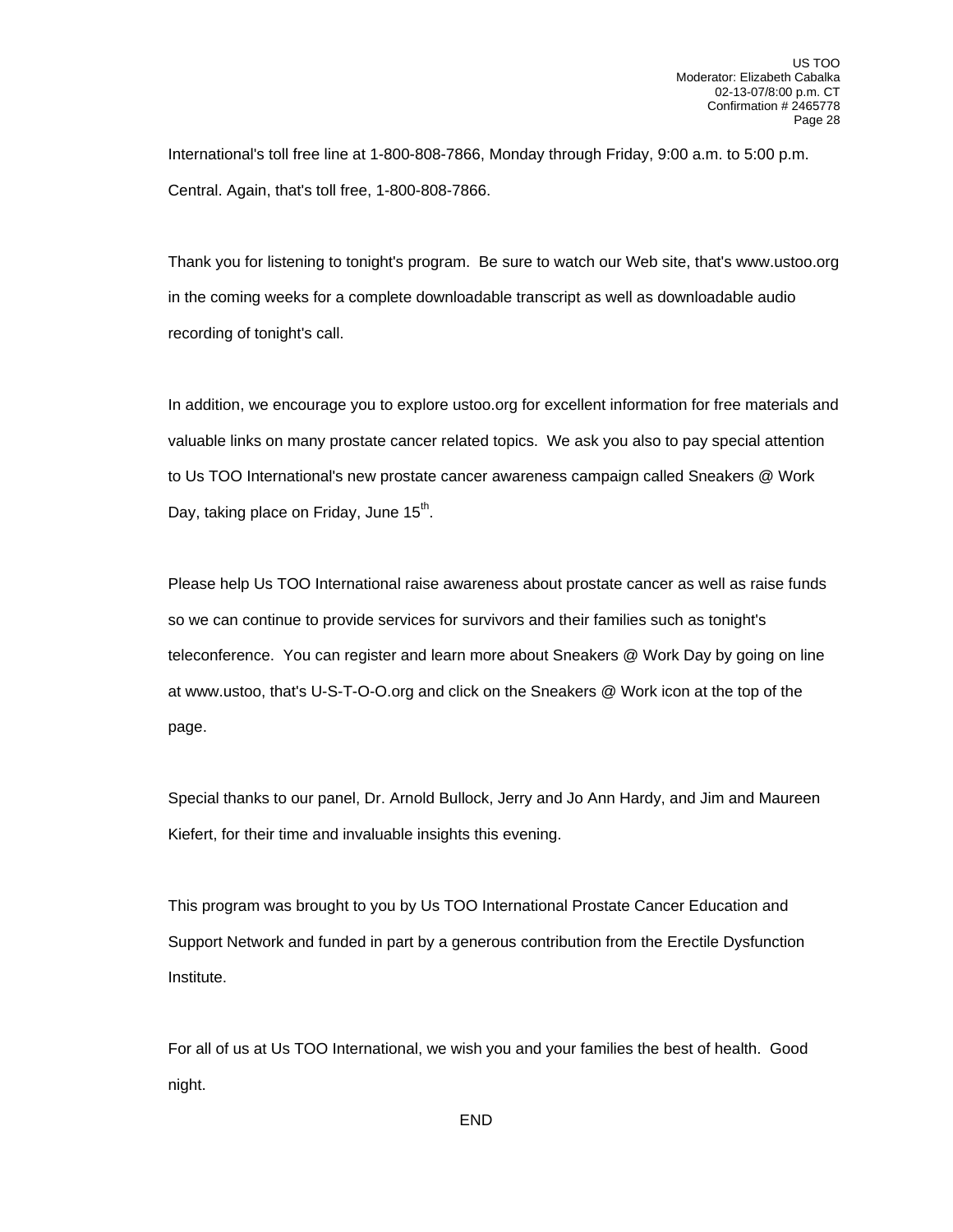International's toll free line at 1-800-808-7866, Monday through Friday, 9:00 a.m. to 5:00 p.m. Central. Again, that's toll free, 1-800-808-7866.

Thank you for listening to tonight's program. Be sure to watch our Web site, that's www.ustoo.org in the coming weeks for a complete downloadable transcript as well as downloadable audio recording of tonight's call.

In addition, we encourage you to explore ustoo.org for excellent information for free materials and valuable links on many prostate cancer related topics. We ask you also to pay special attention to Us TOO International's new prostate cancer awareness campaign called Sneakers @ Work Day, taking place on Friday, June 15th.

Please help Us TOO International raise awareness about prostate cancer as well as raise funds so we can continue to provide services for survivors and their families such as tonight's teleconference. You can register and learn more about Sneakers @ Work Day by going on line at www.ustoo, that's U-S-T-O-O.org and click on the Sneakers @ Work icon at the top of the page.

Special thanks to our panel, Dr. Arnold Bullock, Jerry and Jo Ann Hardy, and Jim and Maureen Kiefert, for their time and invaluable insights this evening.

This program was brought to you by Us TOO International Prostate Cancer Education and Support Network and funded in part by a generous contribution from the Erectile Dysfunction Institute.

For all of us at Us TOO International, we wish you and your families the best of health. Good night.

END